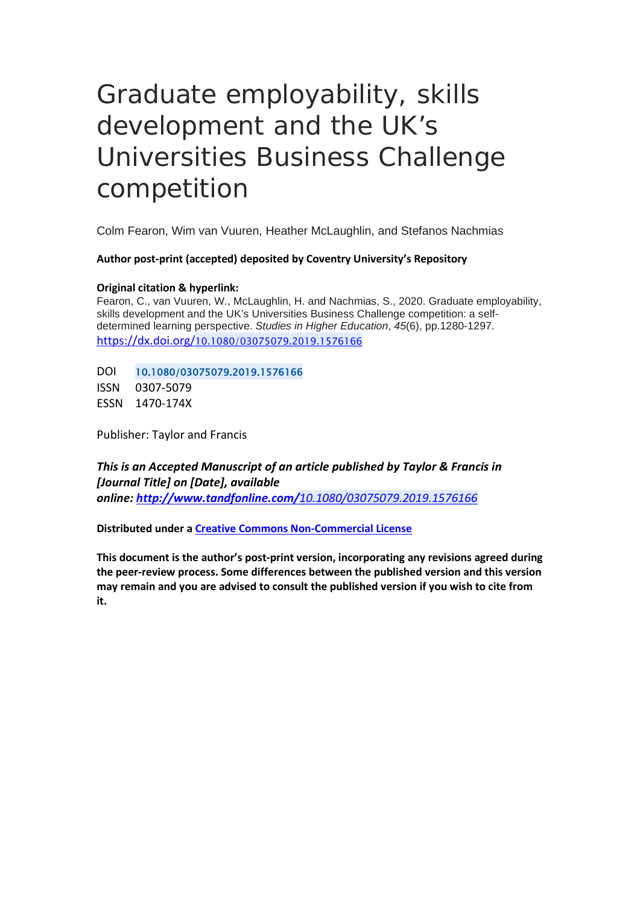# Graduate employability, skills development and the UK's Universities Business Challenge competition

Colm Fearon, Wim van Vuuren, Heather McLaughlin, and Stefanos Nachmias

**Author post-print (accepted) deposited by Coventry University's Repository**

**Original citation & hyperlink:**

Fearon, C., van Vuuren, W., McLaughlin, H. and Nachmias, S., 2020. Graduate employability, skills development and the UK's Universities Business Challenge competition: a self-determined learning perspective. *Studies in Higher Education*, *45*(6), pp.1280-1297.
https://dx.doi.org/10.1080/03075079.2019.1576166

DOI 10.1080/03075079.2019.1576166
ISSN 0307-5079
ESSN 1470-174X

Publisher: Taylor and Francis

***This is an Accepted Manuscript of an article published by Taylor & Francis in [Journal Title] on [Date], available online: http://www.tandfonline.com/10.1080/03075079.2019.1576166***

**Distributed under a Creative Commons Non-Commercial License**

**This document is the author's post-print version, incorporating any revisions agreed during the peer-review process. Some differences between the published version and this version may remain and you are advised to consult the published version if you wish to cite from it.**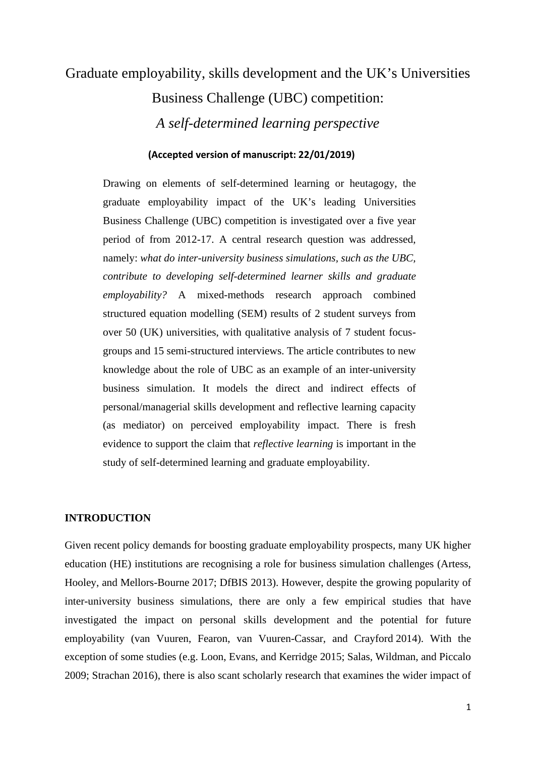# Graduate employability, skills development and the UK's Universities Business Challenge (UBC) competition:

## *A self-determined learning perspective*

**(Accepted version of manuscript: 22/01/2019)**

Drawing on elements of self-determined learning or heutagogy, the graduate employability impact of the UK's leading Universities Business Challenge (UBC) competition is investigated over a five year period of from 2012-17. A central research question was addressed, namely: *what do inter-university business simulations, such as the UBC, contribute to developing self-determined learner skills and graduate employability?* A mixed-methods research approach combined structured equation modelling (SEM) results of 2 student surveys from over 50 (UK) universities, with qualitative analysis of 7 student focus-groups and 15 semi-structured interviews. The article contributes to new knowledge about the role of UBC as an example of an inter-university business simulation. It models the direct and indirect effects of personal/managerial skills development and reflective learning capacity (as mediator) on perceived employability impact. There is fresh evidence to support the claim that *reflective learning* is important in the study of self-determined learning and graduate employability.

## INTRODUCTION

Given recent policy demands for boosting graduate employability prospects, many UK higher education (HE) institutions are recognising a role for business simulation challenges (Artess, Hooley, and Mellors-Bourne 2017; DfBIS 2013). However, despite the growing popularity of inter-university business simulations, there are only a few empirical studies that have investigated the impact on personal skills development and the potential for future employability (van Vuuren, Fearon, van Vuuren-Cassar, and Crayford 2014). With the exception of some studies (e.g. Loon, Evans, and Kerridge 2015; Salas, Wildman, and Piccalo 2009; Strachan 2016), there is also scant scholarly research that examines the wider impact of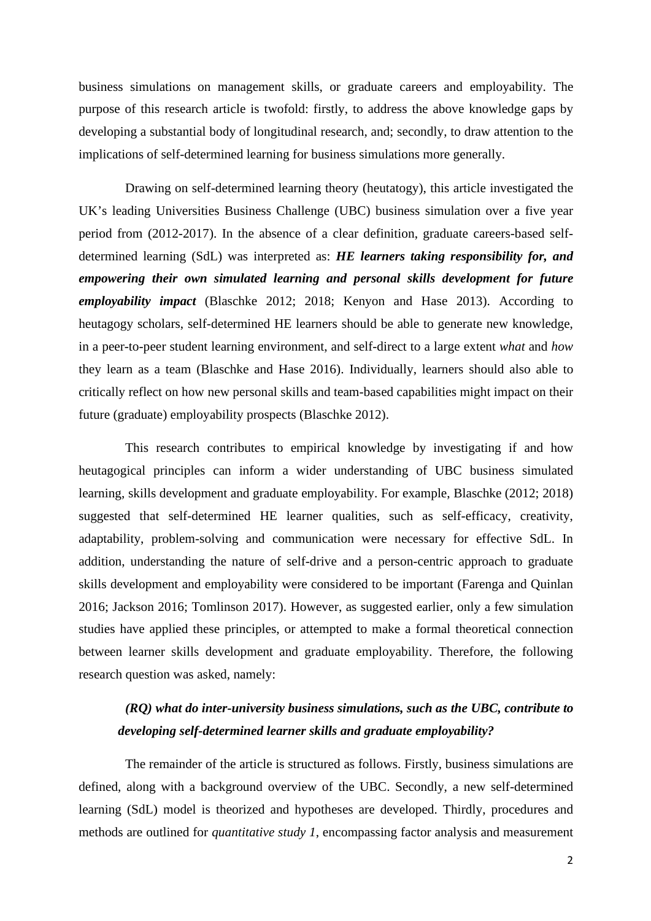business simulations on management skills, or graduate careers and employability. The purpose of this research article is twofold: firstly, to address the above knowledge gaps by developing a substantial body of longitudinal research, and; secondly, to draw attention to the implications of self-determined learning for business simulations more generally.

Drawing on self-determined learning theory (heutatogy), this article investigated the UK's leading Universities Business Challenge (UBC) business simulation over a five year period from (2012-2017). In the absence of a clear definition, graduate careers-based self-determined learning (SdL) was interpreted as: ***HE learners taking responsibility for, and empowering their own simulated learning and personal skills development for future employability impact*** (Blaschke 2012; 2018; Kenyon and Hase 2013). According to heutagogy scholars, self-determined HE learners should be able to generate new knowledge, in a peer-to-peer student learning environment, and self-direct to a large extent *what* and *how* they learn as a team (Blaschke and Hase 2016). Individually, learners should also able to critically reflect on how new personal skills and team-based capabilities might impact on their future (graduate) employability prospects (Blaschke 2012).

This research contributes to empirical knowledge by investigating if and how heutagogical principles can inform a wider understanding of UBC business simulated learning, skills development and graduate employability. For example, Blaschke (2012; 2018) suggested that self-determined HE learner qualities, such as self-efficacy, creativity, adaptability, problem-solving and communication were necessary for effective SdL. In addition, understanding the nature of self-drive and a person-centric approach to graduate skills development and employability were considered to be important (Farenga and Quinlan 2016; Jackson 2016; Tomlinson 2017). However, as suggested earlier, only a few simulation studies have applied these principles, or attempted to make a formal theoretical connection between learner skills development and graduate employability. Therefore, the following research question was asked, namely:

> ***(RQ) what do inter-university business simulations, such as the UBC, contribute to developing self-determined learner skills and graduate employability?***

The remainder of the article is structured as follows. Firstly, business simulations are defined, along with a background overview of the UBC. Secondly, a new self-determined learning (SdL) model is theorized and hypotheses are developed. Thirdly, procedures and methods are outlined for *quantitative study 1*, encompassing factor analysis and measurement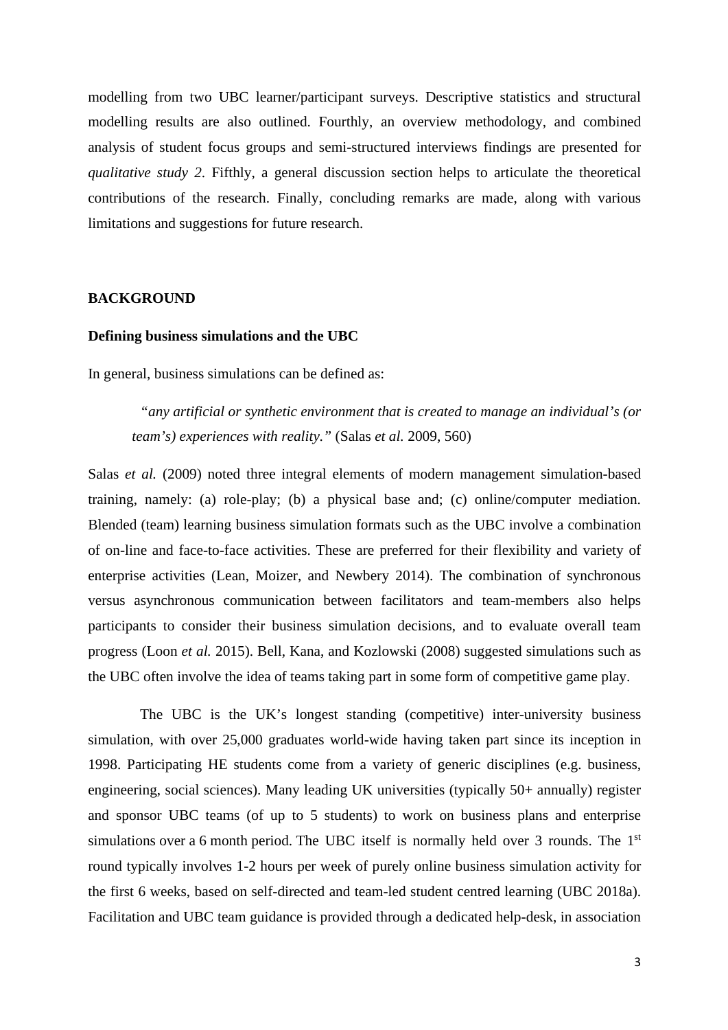modelling from two UBC learner/participant surveys. Descriptive statistics and structural modelling results are also outlined. Fourthly, an overview methodology, and combined analysis of student focus groups and semi-structured interviews findings are presented for *qualitative study 2*. Fifthly, a general discussion section helps to articulate the theoretical contributions of the research. Finally, concluding remarks are made, along with various limitations and suggestions for future research.

## BACKGROUND

### Defining business simulations and the UBC

In general, business simulations can be defined as:

> "*any artificial or synthetic environment that is created to manage an individual's (or team's) experiences with reality.*" (Salas *et al.* 2009, 560)

Salas *et al.* (2009) noted three integral elements of modern management simulation-based training, namely: (a) role-play; (b) a physical base and; (c) online/computer mediation. Blended (team) learning business simulation formats such as the UBC involve a combination of on-line and face-to-face activities. These are preferred for their flexibility and variety of enterprise activities (Lean, Moizer, and Newbery 2014). The combination of synchronous versus asynchronous communication between facilitators and team-members also helps participants to consider their business simulation decisions, and to evaluate overall team progress (Loon *et al.* 2015). Bell, Kana, and Kozlowski (2008) suggested simulations such as the UBC often involve the idea of teams taking part in some form of competitive game play.

The UBC is the UK's longest standing (competitive) inter-university business simulation, with over 25,000 graduates world-wide having taken part since its inception in 1998. Participating HE students come from a variety of generic disciplines (e.g. business, engineering, social sciences). Many leading UK universities (typically 50+ annually) register and sponsor UBC teams (of up to 5 students) to work on business plans and enterprise simulations over a 6 month period. The UBC itself is normally held over 3 rounds. The 1st round typically involves 1-2 hours per week of purely online business simulation activity for the first 6 weeks, based on self-directed and team-led student centred learning (UBC 2018a). Facilitation and UBC team guidance is provided through a dedicated help-desk, in association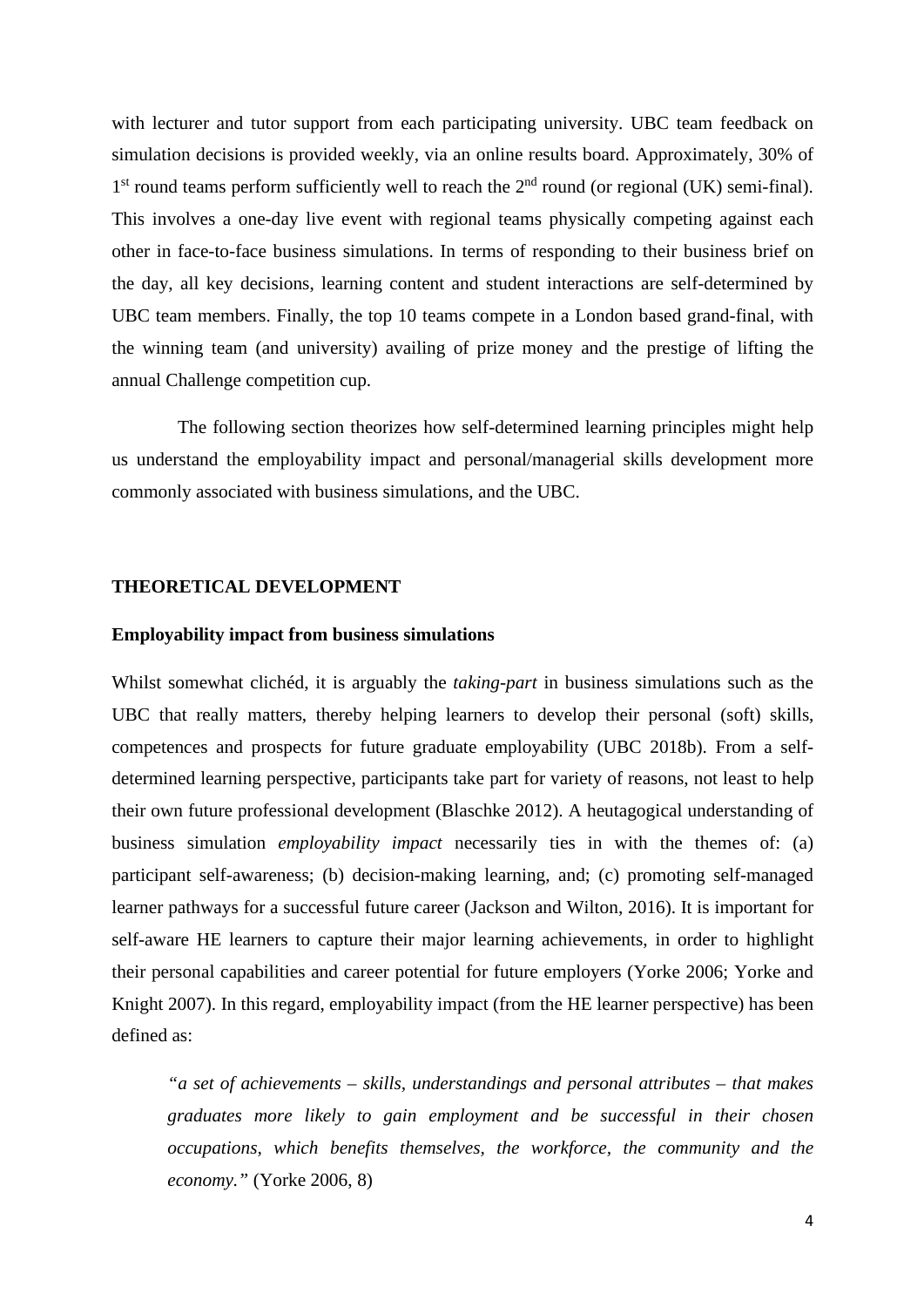with lecturer and tutor support from each participating university. UBC team feedback on simulation decisions is provided weekly, via an online results board. Approximately, 30% of 1st round teams perform sufficiently well to reach the 2nd round (or regional (UK) semi-final). This involves a one-day live event with regional teams physically competing against each other in face-to-face business simulations. In terms of responding to their business brief on the day, all key decisions, learning content and student interactions are self-determined by UBC team members. Finally, the top 10 teams compete in a London based grand-final, with the winning team (and university) availing of prize money and the prestige of lifting the annual Challenge competition cup.

The following section theorizes how self-determined learning principles might help us understand the employability impact and personal/managerial skills development more commonly associated with business simulations, and the UBC.

## THEORETICAL DEVELOPMENT

### Employability impact from business simulations

Whilst somewhat clichéd, it is arguably the *taking-part* in business simulations such as the UBC that really matters, thereby helping learners to develop their personal (soft) skills, competences and prospects for future graduate employability (UBC 2018b). From a self-determined learning perspective, participants take part for variety of reasons, not least to help their own future professional development (Blaschke 2012). A heutagogical understanding of business simulation *employability impact* necessarily ties in with the themes of: (a) participant self-awareness; (b) decision-making learning, and; (c) promoting self-managed learner pathways for a successful future career (Jackson and Wilton, 2016). It is important for self-aware HE learners to capture their major learning achievements, in order to highlight their personal capabilities and career potential for future employers (Yorke 2006; Yorke and Knight 2007). In this regard, employability impact (from the HE learner perspective) has been defined as:

> *"a set of achievements – skills, understandings and personal attributes – that makes graduates more likely to gain employment and be successful in their chosen occupations, which benefits themselves, the workforce, the community and the economy."* (Yorke 2006, 8)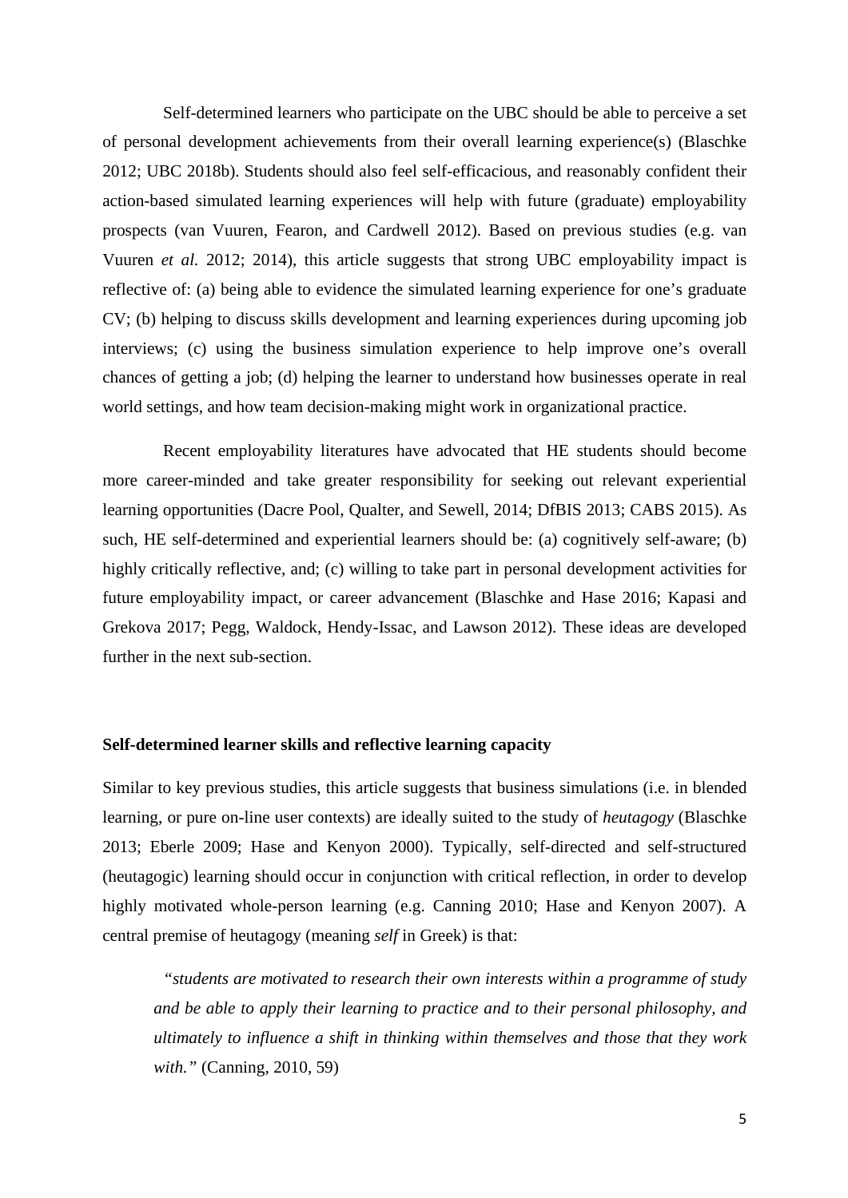Self-determined learners who participate on the UBC should be able to perceive a set of personal development achievements from their overall learning experience(s) (Blaschke 2012; UBC 2018b). Students should also feel self-efficacious, and reasonably confident their action-based simulated learning experiences will help with future (graduate) employability prospects (van Vuuren, Fearon, and Cardwell 2012). Based on previous studies (e.g. van Vuuren *et al.* 2012; 2014), this article suggests that strong UBC employability impact is reflective of: (a) being able to evidence the simulated learning experience for one's graduate CV; (b) helping to discuss skills development and learning experiences during upcoming job interviews; (c) using the business simulation experience to help improve one's overall chances of getting a job; (d) helping the learner to understand how businesses operate in real world settings, and how team decision-making might work in organizational practice.

Recent employability literatures have advocated that HE students should become more career-minded and take greater responsibility for seeking out relevant experiential learning opportunities (Dacre Pool, Qualter, and Sewell, 2014; DfBIS 2013; CABS 2015). As such, HE self-determined and experiential learners should be: (a) cognitively self-aware; (b) highly critically reflective, and; (c) willing to take part in personal development activities for future employability impact, or career advancement (Blaschke and Hase 2016; Kapasi and Grekova 2017; Pegg, Waldock, Hendy-Issac, and Lawson 2012). These ideas are developed further in the next sub-section.

**Self-determined learner skills and reflective learning capacity**

Similar to key previous studies, this article suggests that business simulations (i.e. in blended learning, or pure on-line user contexts) are ideally suited to the study of *heutagogy* (Blaschke 2013; Eberle 2009; Hase and Kenyon 2000). Typically, self-directed and self-structured (heutagogic) learning should occur in conjunction with critical reflection, in order to develop highly motivated whole-person learning (e.g. Canning 2010; Hase and Kenyon 2007). A central premise of heutagogy (meaning *self* in Greek) is that:

> *"students are motivated to research their own interests within a programme of study and be able to apply their learning to practice and to their personal philosophy, and ultimately to influence a shift in thinking within themselves and those that they work with."* (Canning, 2010, 59)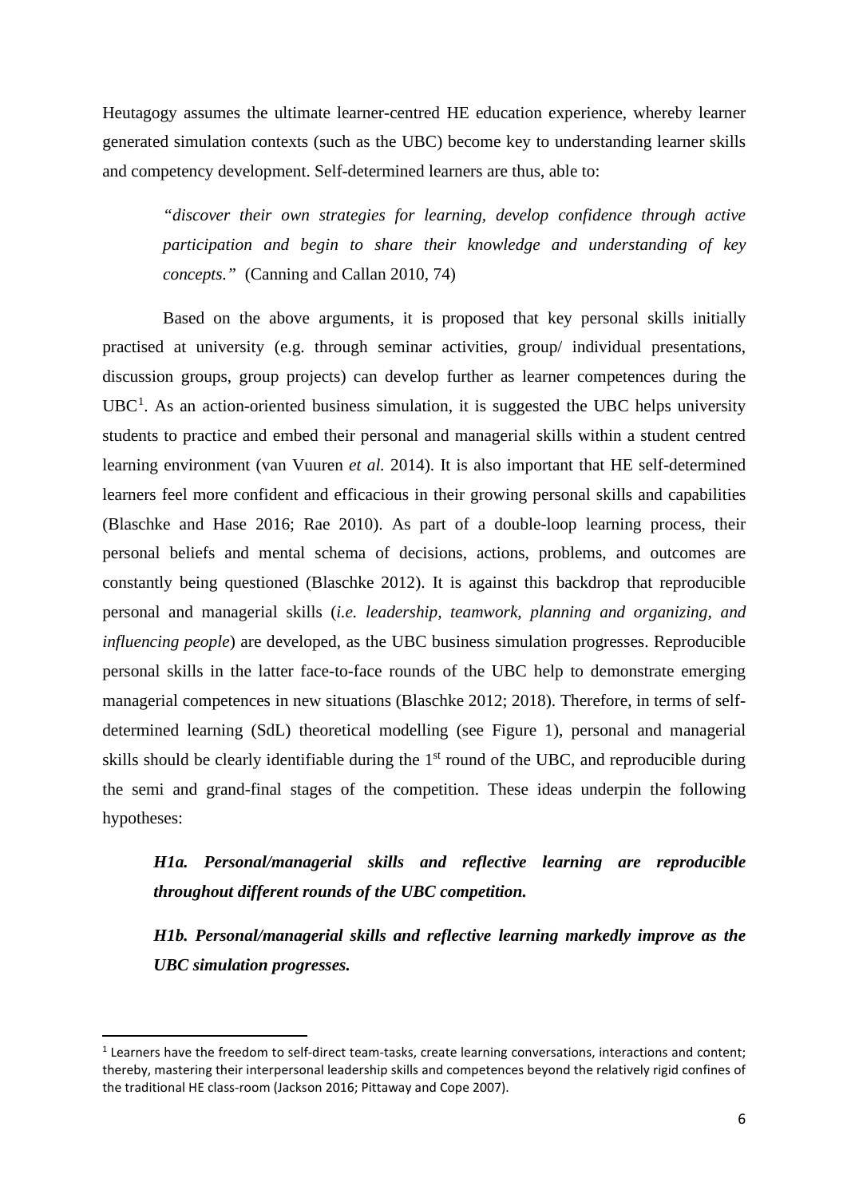Heutagogy assumes the ultimate learner-centred HE education experience, whereby learner generated simulation contexts (such as the UBC) become key to understanding learner skills and competency development. Self-determined learners are thus, able to:

> *"discover their own strategies for learning, develop confidence through active participation and begin to share their knowledge and understanding of key concepts."* (Canning and Callan 2010, 74)

Based on the above arguments, it is proposed that key personal skills initially practised at university (e.g. through seminar activities, group/ individual presentations, discussion groups, group projects) can develop further as learner competences during the UBC[1]. As an action-oriented business simulation, it is suggested the UBC helps university students to practice and embed their personal and managerial skills within a student centred learning environment (van Vuuren *et al.* 2014). It is also important that HE self-determined learners feel more confident and efficacious in their growing personal skills and capabilities (Blaschke and Hase 2016; Rae 2010). As part of a double-loop learning process, their personal beliefs and mental schema of decisions, actions, problems, and outcomes are constantly being questioned (Blaschke 2012). It is against this backdrop that reproducible personal and managerial skills (*i.e. leadership, teamwork, planning and organizing, and influencing people*) are developed, as the UBC business simulation progresses. Reproducible personal skills in the latter face-to-face rounds of the UBC help to demonstrate emerging managerial competences in new situations (Blaschke 2012; 2018). Therefore, in terms of self-determined learning (SdL) theoretical modelling (see Figure 1), personal and managerial skills should be clearly identifiable during the 1st round of the UBC, and reproducible during the semi and grand-final stages of the competition. These ideas underpin the following hypotheses:

> ***H1a. Personal/managerial skills and reflective learning are reproducible throughout different rounds of the UBC competition.***
>
> ***H1b. Personal/managerial skills and reflective learning markedly improve as the UBC simulation progresses.***

---

[1] Learners have the freedom to self-direct team-tasks, create learning conversations, interactions and content; thereby, mastering their interpersonal leadership skills and competences beyond the relatively rigid confines of the traditional HE class-room (Jackson 2016; Pittaway and Cope 2007).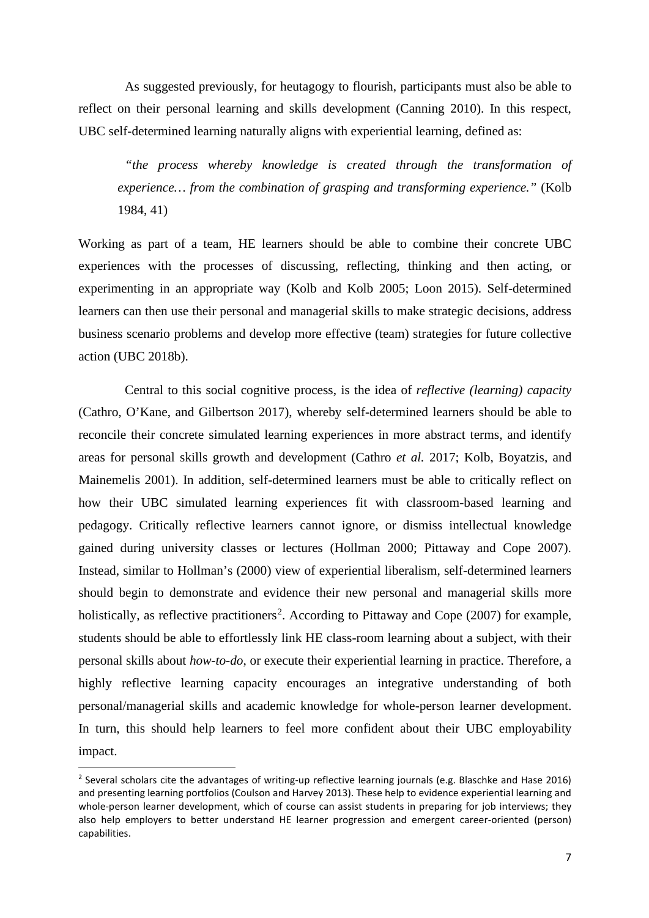As suggested previously, for heutagogy to flourish, participants must also be able to reflect on their personal learning and skills development (Canning 2010). In this respect, UBC self-determined learning naturally aligns with experiential learning, defined as:

> "*the process whereby knowledge is created through the transformation of experience… from the combination of grasping and transforming experience.*" (Kolb 1984, 41)

Working as part of a team, HE learners should be able to combine their concrete UBC experiences with the processes of discussing, reflecting, thinking and then acting, or experimenting in an appropriate way (Kolb and Kolb 2005; Loon 2015). Self-determined learners can then use their personal and managerial skills to make strategic decisions, address business scenario problems and develop more effective (team) strategies for future collective action (UBC 2018b).

Central to this social cognitive process, is the idea of *reflective (learning) capacity* (Cathro, O'Kane, and Gilbertson 2017), whereby self-determined learners should be able to reconcile their concrete simulated learning experiences in more abstract terms, and identify areas for personal skills growth and development (Cathro *et al.* 2017; Kolb, Boyatzis, and Mainemelis 2001). In addition, self-determined learners must be able to critically reflect on how their UBC simulated learning experiences fit with classroom-based learning and pedagogy. Critically reflective learners cannot ignore, or dismiss intellectual knowledge gained during university classes or lectures (Hollman 2000; Pittaway and Cope 2007). Instead, similar to Hollman's (2000) view of experiential liberalism, self-determined learners should begin to demonstrate and evidence their new personal and managerial skills more holistically, as reflective practitioners[2]. According to Pittaway and Cope (2007) for example, students should be able to effortlessly link HE class-room learning about a subject, with their personal skills about *how-to-do*, or execute their experiential learning in practice. Therefore, a highly reflective learning capacity encourages an integrative understanding of both personal/managerial skills and academic knowledge for whole-person learner development. In turn, this should help learners to feel more confident about their UBC employability impact.

---

[2] Several scholars cite the advantages of writing-up reflective learning journals (e.g. Blaschke and Hase 2016) and presenting learning portfolios (Coulson and Harvey 2013). These help to evidence experiential learning and whole-person learner development, which of course can assist students in preparing for job interviews; they also help employers to better understand HE learner progression and emergent career-oriented (person) capabilities.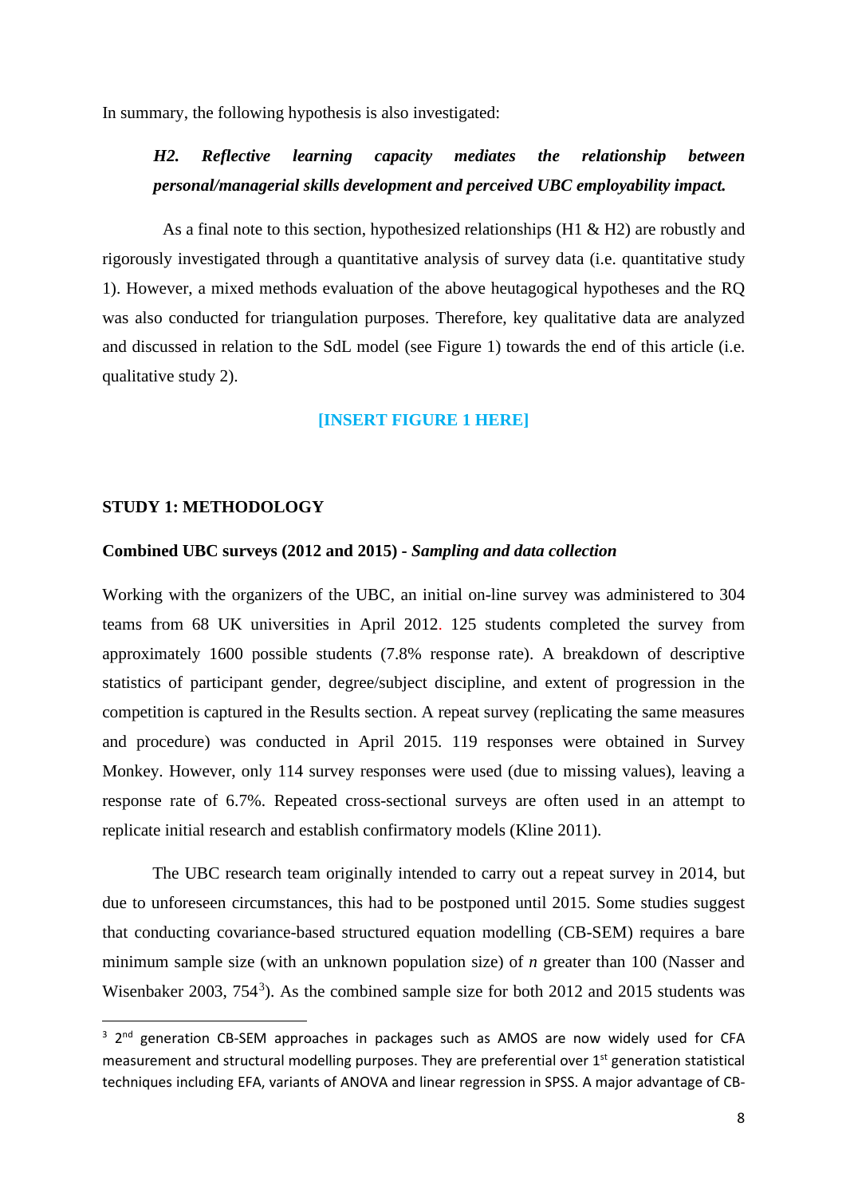In summary, the following hypothesis is also investigated:

> ***H2. Reflective learning capacity mediates the relationship between personal/managerial skills development and perceived UBC employability impact.***

As a final note to this section, hypothesized relationships (H1 & H2) are robustly and rigorously investigated through a quantitative analysis of survey data (i.e. quantitative study 1). However, a mixed methods evaluation of the above heutagogical hypotheses and the RQ was also conducted for triangulation purposes. Therefore, key qualitative data are analyzed and discussed in relation to the SdL model (see Figure 1) towards the end of this article (i.e. qualitative study 2).

**[INSERT FIGURE 1 HERE]**

## STUDY 1: METHODOLOGY

### Combined UBC surveys (2012 and 2015) - *Sampling and data collection*

Working with the organizers of the UBC, an initial on-line survey was administered to 304 teams from 68 UK universities in April 2012. 125 students completed the survey from approximately 1600 possible students (7.8% response rate). A breakdown of descriptive statistics of participant gender, degree/subject discipline, and extent of progression in the competition is captured in the Results section. A repeat survey (replicating the same measures and procedure) was conducted in April 2015. 119 responses were obtained in Survey Monkey. However, only 114 survey responses were used (due to missing values), leaving a response rate of 6.7%. Repeated cross-sectional surveys are often used in an attempt to replicate initial research and establish confirmatory models (Kline 2011).

The UBC research team originally intended to carry out a repeat survey in 2014, but due to unforeseen circumstances, this had to be postponed until 2015. Some studies suggest that conducting covariance-based structured equation modelling (CB-SEM) requires a bare minimum sample size (with an unknown population size) of *n* greater than 100 (Nasser and Wisenbaker 2003, 754[3]). As the combined sample size for both 2012 and 2015 students was

[3] 2nd generation CB-SEM approaches in packages such as AMOS are now widely used for CFA measurement and structural modelling purposes. They are preferential over 1st generation statistical techniques including EFA, variants of ANOVA and linear regression in SPSS. A major advantage of CB-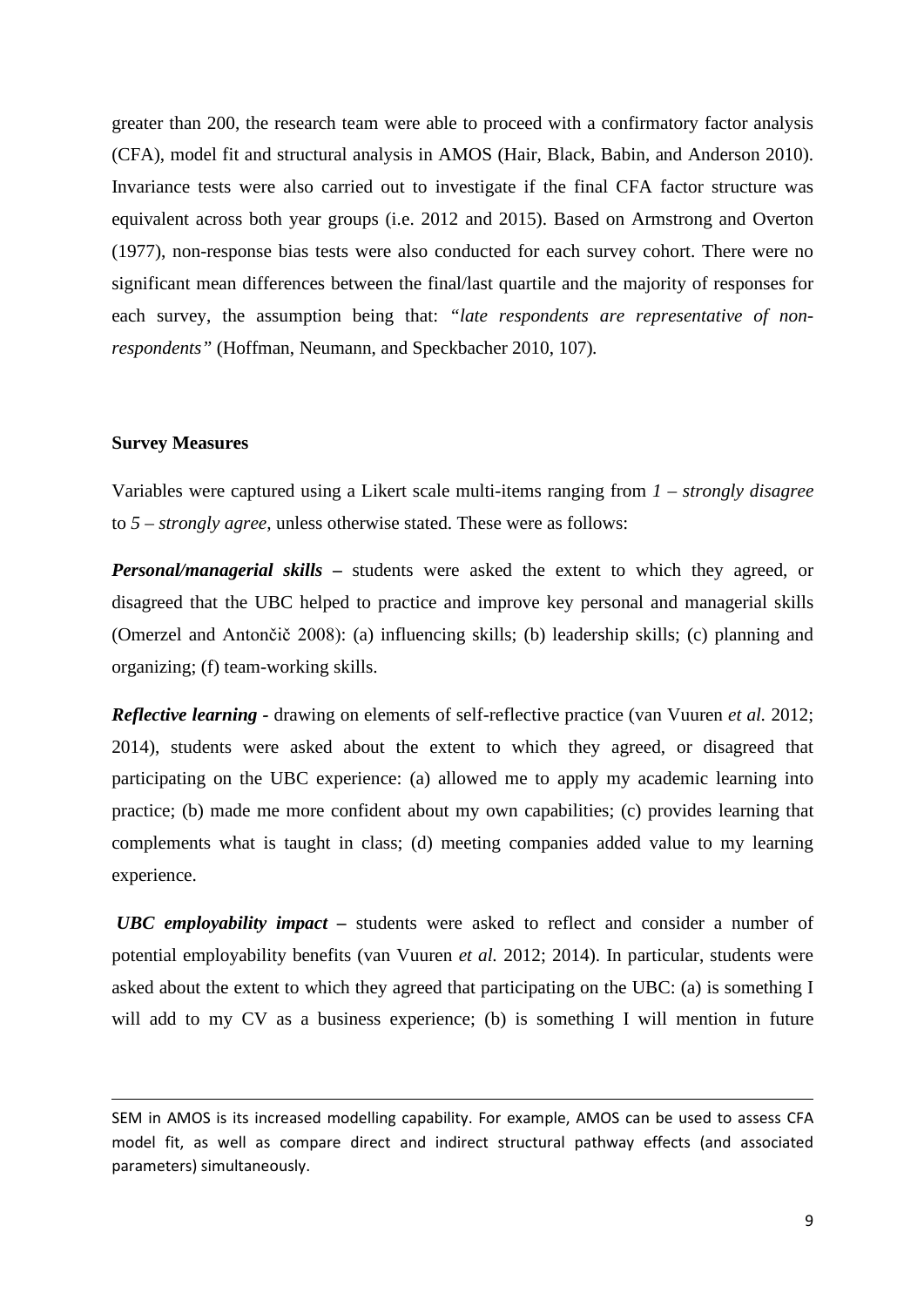greater than 200, the research team were able to proceed with a confirmatory factor analysis (CFA), model fit and structural analysis in AMOS (Hair, Black, Babin, and Anderson 2010). Invariance tests were also carried out to investigate if the final CFA factor structure was equivalent across both year groups (i.e. 2012 and 2015). Based on Armstrong and Overton (1977), non-response bias tests were also conducted for each survey cohort. There were no significant mean differences between the final/last quartile and the majority of responses for each survey, the assumption being that: *"late respondents are representative of non-respondents"* (Hoffman, Neumann, and Speckbacher 2010, 107).

**Survey Measures**

Variables were captured using a Likert scale multi-items ranging from *1 – strongly disagree* to *5 – strongly agree*, unless otherwise stated. These were as follows:

***Personal/managerial skills*** **–** students were asked the extent to which they agreed, or disagreed that the UBC helped to practice and improve key personal and managerial skills (Omerzel and Antončič 2008): (a) influencing skills; (b) leadership skills; (c) planning and organizing; (f) team-working skills.

***Reflective learning*** **-** drawing on elements of self-reflective practice (van Vuuren *et al.* 2012; 2014), students were asked about the extent to which they agreed, or disagreed that participating on the UBC experience: (a) allowed me to apply my academic learning into practice; (b) made me more confident about my own capabilities; (c) provides learning that complements what is taught in class; (d) meeting companies added value to my learning experience.

***UBC employability impact*** **–** students were asked to reflect and consider a number of potential employability benefits (van Vuuren *et al.* 2012; 2014). In particular, students were asked about the extent to which they agreed that participating on the UBC: (a) is something I will add to my CV as a business experience; (b) is something I will mention in future

---

SEM in AMOS is its increased modelling capability. For example, AMOS can be used to assess CFA model fit, as well as compare direct and indirect structural pathway effects (and associated parameters) simultaneously.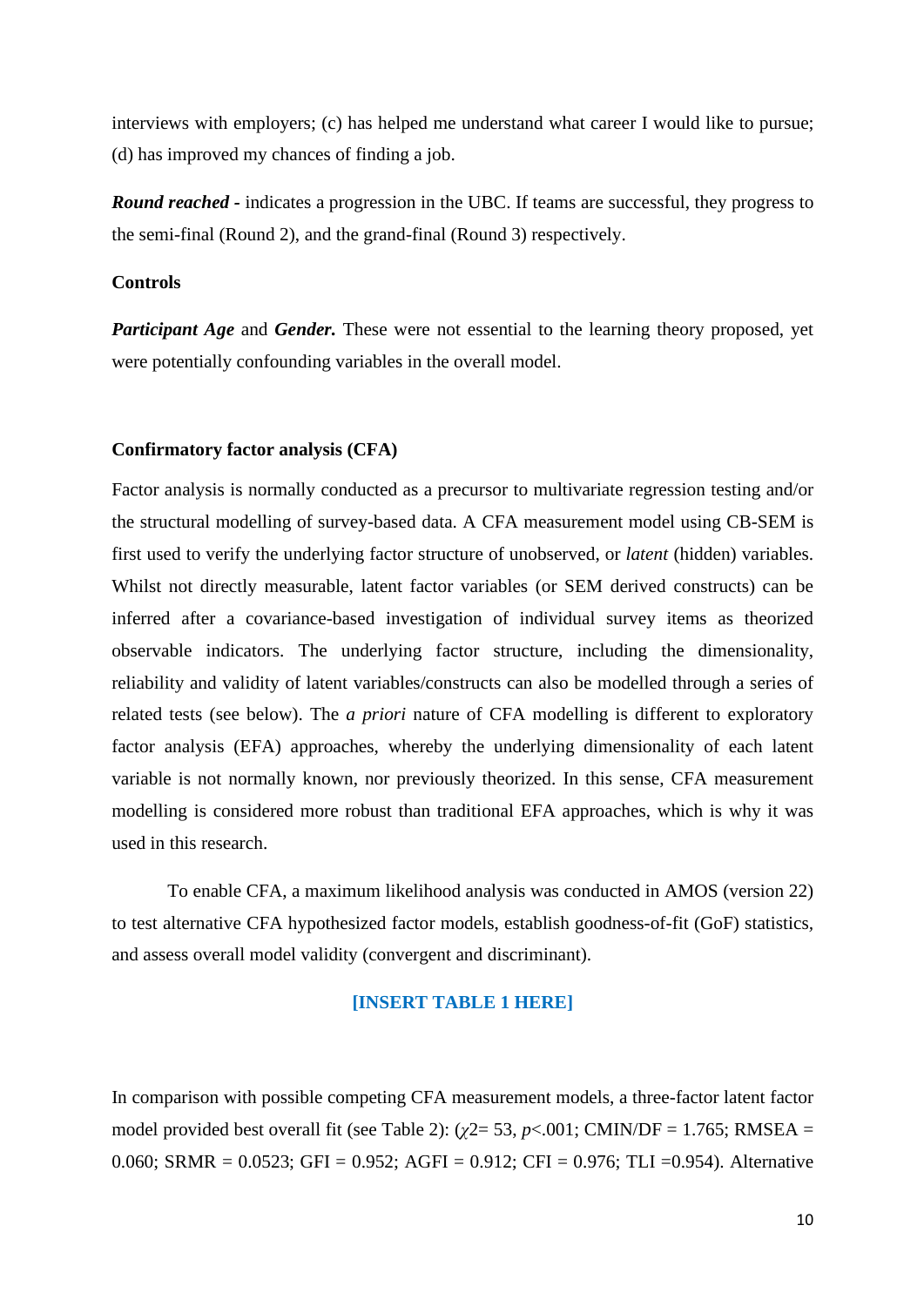interviews with employers; (c) has helped me understand what career I would like to pursue; (d) has improved my chances of finding a job.

***Round reached*** - indicates a progression in the UBC. If teams are successful, they progress to the semi-final (Round 2), and the grand-final (Round 3) respectively.

**Controls**

***Participant Age*** and ***Gender.*** These were not essential to the learning theory proposed, yet were potentially confounding variables in the overall model.

**Confirmatory factor analysis (CFA)**

Factor analysis is normally conducted as a precursor to multivariate regression testing and/or the structural modelling of survey-based data. A CFA measurement model using CB-SEM is first used to verify the underlying factor structure of unobserved, or *latent* (hidden) variables. Whilst not directly measurable, latent factor variables (or SEM derived constructs) can be inferred after a covariance-based investigation of individual survey items as theorized observable indicators. The underlying factor structure, including the dimensionality, reliability and validity of latent variables/constructs can also be modelled through a series of related tests (see below). The *a priori* nature of CFA modelling is different to exploratory factor analysis (EFA) approaches, whereby the underlying dimensionality of each latent variable is not normally known, nor previously theorized. In this sense, CFA measurement modelling is considered more robust than traditional EFA approaches, which is why it was used in this research.

To enable CFA, a maximum likelihood analysis was conducted in AMOS (version 22) to test alternative CFA hypothesized factor models, establish goodness-of-fit (GoF) statistics, and assess overall model validity (convergent and discriminant).

**[INSERT TABLE 1 HERE]**

In comparison with possible competing CFA measurement models, a three-factor latent factor model provided best overall fit (see Table 2): ($\chi 2$= 53, $p$<.001; CMIN/DF = 1.765; RMSEA = 0.060; SRMR = 0.0523; GFI = 0.952; AGFI = 0.912; CFI = 0.976; TLI =0.954). Alternative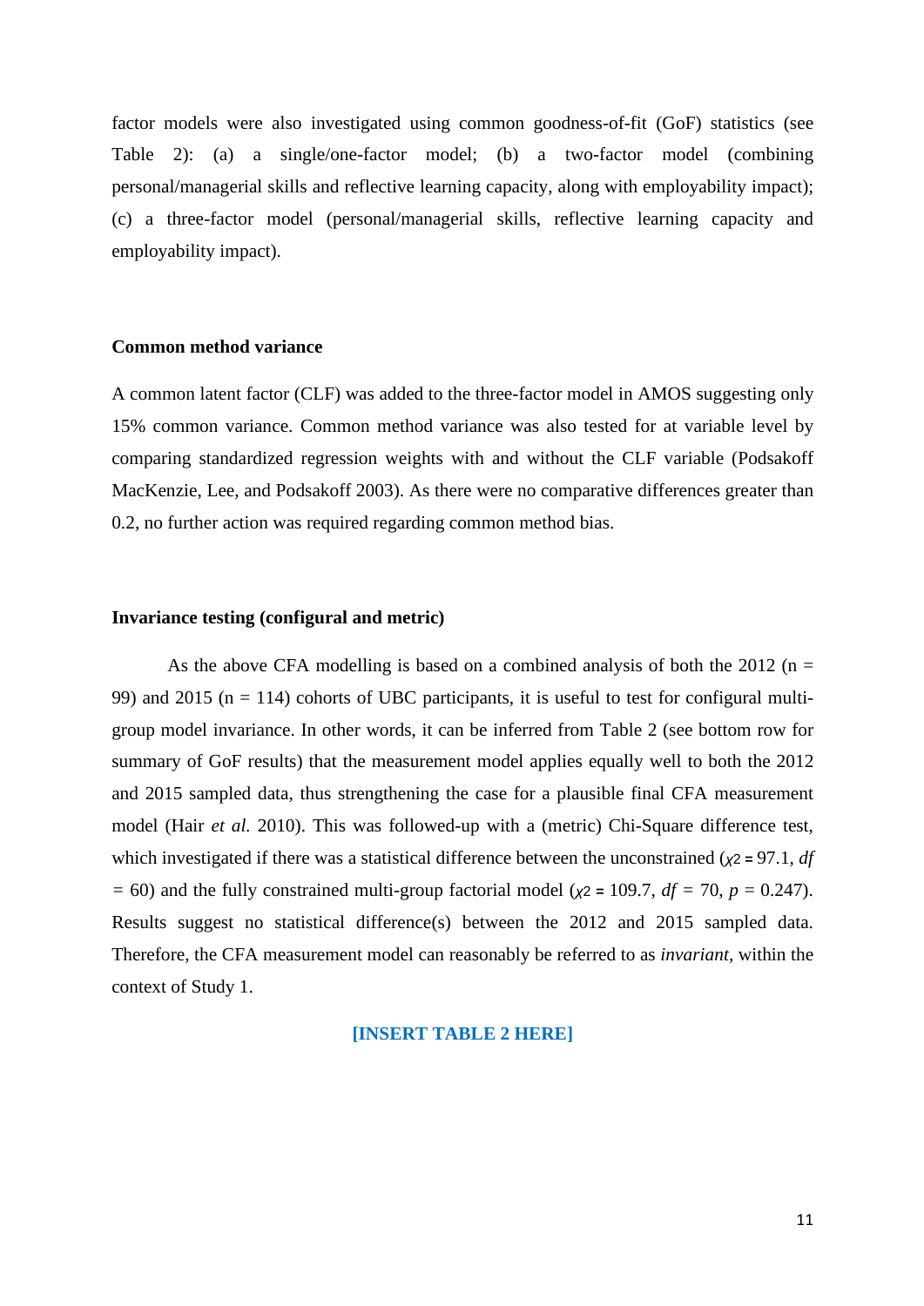factor models were also investigated using common goodness-of-fit (GoF) statistics (see Table 2): (a) a single/one-factor model; (b) a two-factor model (combining personal/managerial skills and reflective learning capacity, along with employability impact); (c) a three-factor model (personal/managerial skills, reflective learning capacity and employability impact).

**Common method variance**

A common latent factor (CLF) was added to the three-factor model in AMOS suggesting only 15% common variance. Common method variance was also tested for at variable level by comparing standardized regression weights with and without the CLF variable (Podsakoff MacKenzie, Lee, and Podsakoff 2003). As there were no comparative differences greater than 0.2, no further action was required regarding common method bias.

**Invariance testing (configural and metric)**

As the above CFA modelling is based on a combined analysis of both the 2012 (n = 99) and 2015 (n = 114) cohorts of UBC participants, it is useful to test for configural multi-group model invariance. In other words, it can be inferred from Table 2 (see bottom row for summary of GoF results) that the measurement model applies equally well to both the 2012 and 2015 sampled data, thus strengthening the case for a plausible final CFA measurement model (Hair *et al.* 2010). This was followed-up with a (metric) Chi-Square difference test, which investigated if there was a statistical difference between the unconstrained ($\chi^2$ = 97.1, *df* = 60) and the fully constrained multi-group factorial model ($\chi^2$ = 109.7, *df* = 70, *p* = 0.247). Results suggest no statistical difference(s) between the 2012 and 2015 sampled data. Therefore, the CFA measurement model can reasonably be referred to as *invariant*, within the context of Study 1.

**[INSERT TABLE 2 HERE]**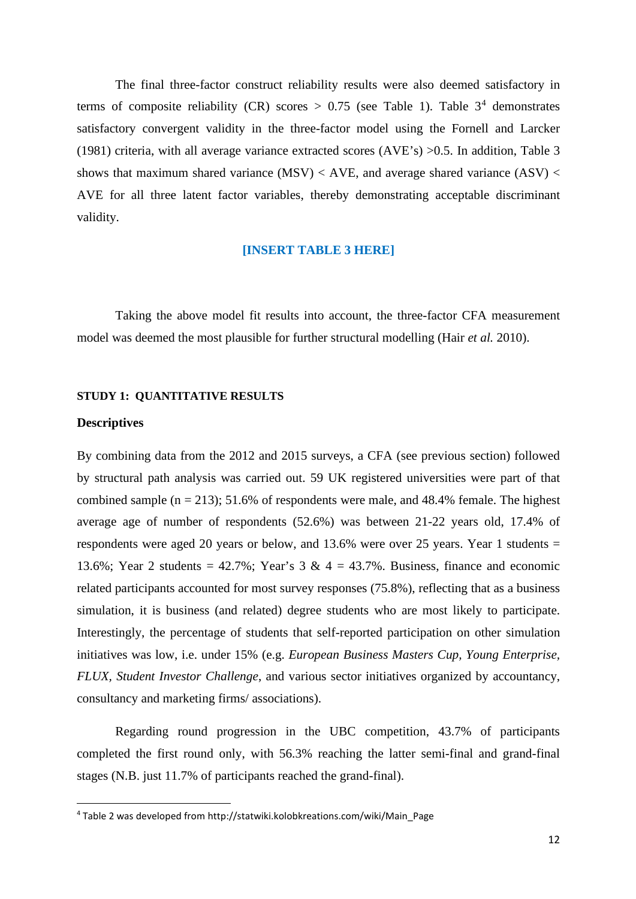The final three-factor construct reliability results were also deemed satisfactory in terms of composite reliability (CR) scores > 0.75 (see Table 1). Table 3[4] demonstrates satisfactory convergent validity in the three-factor model using the Fornell and Larcker (1981) criteria, with all average variance extracted scores (AVE's) >0.5. In addition, Table 3 shows that maximum shared variance (MSV) < AVE, and average shared variance (ASV) < AVE for all three latent factor variables, thereby demonstrating acceptable discriminant validity.

**[INSERT TABLE 3 HERE]**

Taking the above model fit results into account, the three-factor CFA measurement model was deemed the most plausible for further structural modelling (Hair *et al.* 2010).

#### STUDY 1: QUANTITATIVE RESULTS

#### Descriptives

By combining data from the 2012 and 2015 surveys, a CFA (see previous section) followed by structural path analysis was carried out. 59 UK registered universities were part of that combined sample (n = 213); 51.6% of respondents were male, and 48.4% female. The highest average age of number of respondents (52.6%) was between 21-22 years old, 17.4% of respondents were aged 20 years or below, and 13.6% were over 25 years. Year 1 students = 13.6%; Year 2 students = 42.7%; Year's 3 & 4 = 43.7%. Business, finance and economic related participants accounted for most survey responses (75.8%), reflecting that as a business simulation, it is business (and related) degree students who are most likely to participate. Interestingly, the percentage of students that self-reported participation on other simulation initiatives was low, i.e. under 15% (e.g. *European Business Masters Cup*, *Young Enterprise*, *FLUX*, *Student Investor Challenge*, and various sector initiatives organized by accountancy, consultancy and marketing firms/ associations).

Regarding round progression in the UBC competition, 43.7% of participants completed the first round only, with 56.3% reaching the latter semi-final and grand-final stages (N.B. just 11.7% of participants reached the grand-final).

[4] Table 2 was developed from http://statwiki.kolobkreations.com/wiki/Main_Page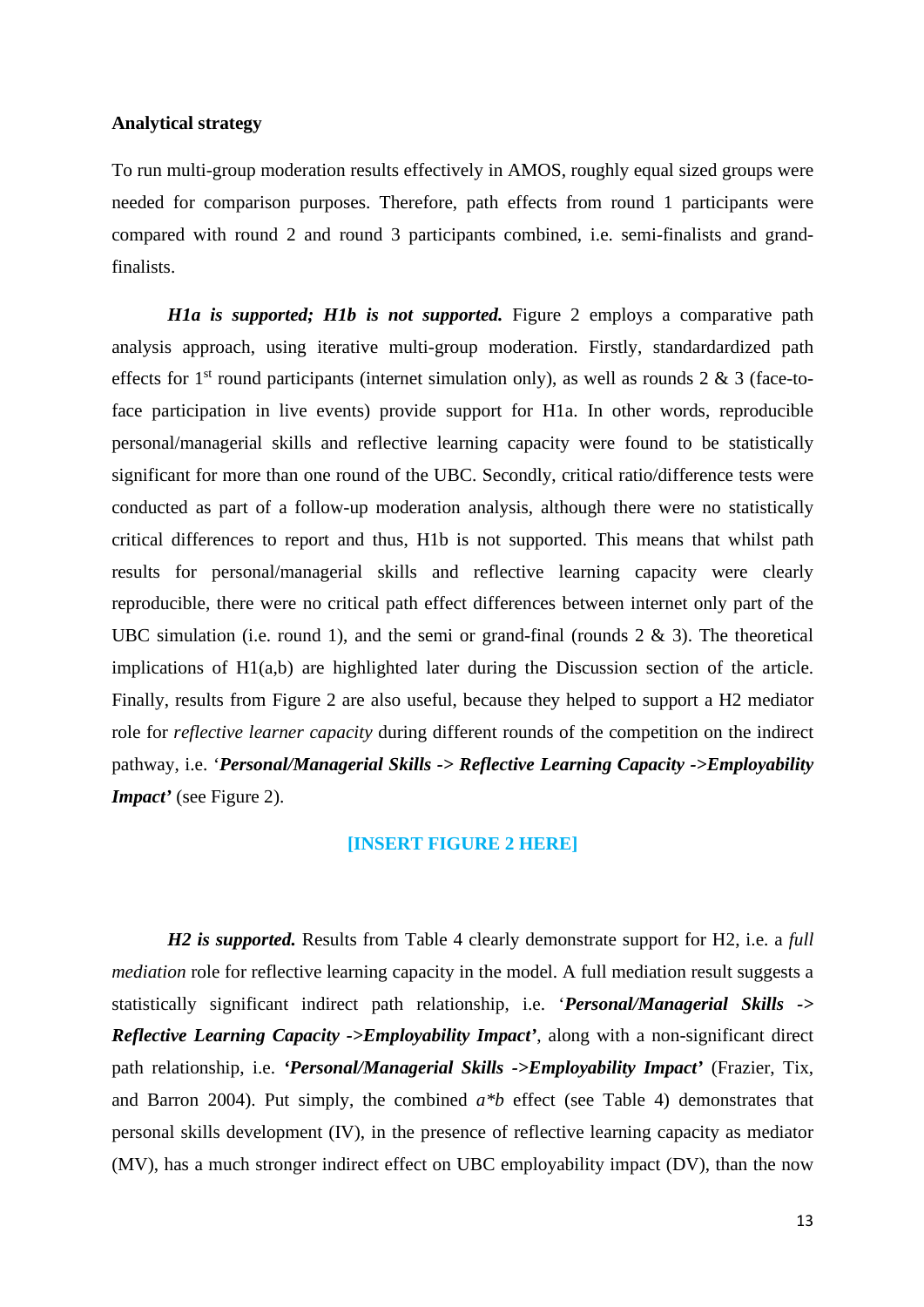**Analytical strategy**

To run multi-group moderation results effectively in AMOS, roughly equal sized groups were needed for comparison purposes. Therefore, path effects from round 1 participants were compared with round 2 and round 3 participants combined, i.e. semi-finalists and grand-finalists.

***H1a is supported; H1b is not supported.*** Figure 2 employs a comparative path analysis approach, using iterative multi-group moderation. Firstly, standardardized path effects for 1st round participants (internet simulation only), as well as rounds 2 & 3 (face-to-face participation in live events) provide support for H1a. In other words, reproducible personal/managerial skills and reflective learning capacity were found to be statistically significant for more than one round of the UBC. Secondly, critical ratio/difference tests were conducted as part of a follow-up moderation analysis, although there were no statistically critical differences to report and thus, H1b is not supported. This means that whilst path results for personal/managerial skills and reflective learning capacity were clearly reproducible, there were no critical path effect differences between internet only part of the UBC simulation (i.e. round 1), and the semi or grand-final (rounds 2 & 3). The theoretical implications of H1(a,b) are highlighted later during the Discussion section of the article. Finally, results from Figure 2 are also useful, because they helped to support a H2 mediator role for *reflective learner capacity* during different rounds of the competition on the indirect pathway, i.e. '***Personal/Managerial Skills -> Reflective Learning Capacity ->Employability Impact'*** (see Figure 2).

**[INSERT FIGURE 2 HERE]**

***H2 is supported.*** Results from Table 4 clearly demonstrate support for H2, i.e. a *full mediation* role for reflective learning capacity in the model. A full mediation result suggests a statistically significant indirect path relationship, i.e. '***Personal/Managerial Skills -> Reflective Learning Capacity ->Employability Impact'***, along with a non-significant direct path relationship, i.e. ***'Personal/Managerial Skills ->Employability Impact'*** (Frazier, Tix, and Barron 2004). Put simply, the combined $a*b$ effect (see Table 4) demonstrates that personal skills development (IV), in the presence of reflective learning capacity as mediator (MV), has a much stronger indirect effect on UBC employability impact (DV), than the now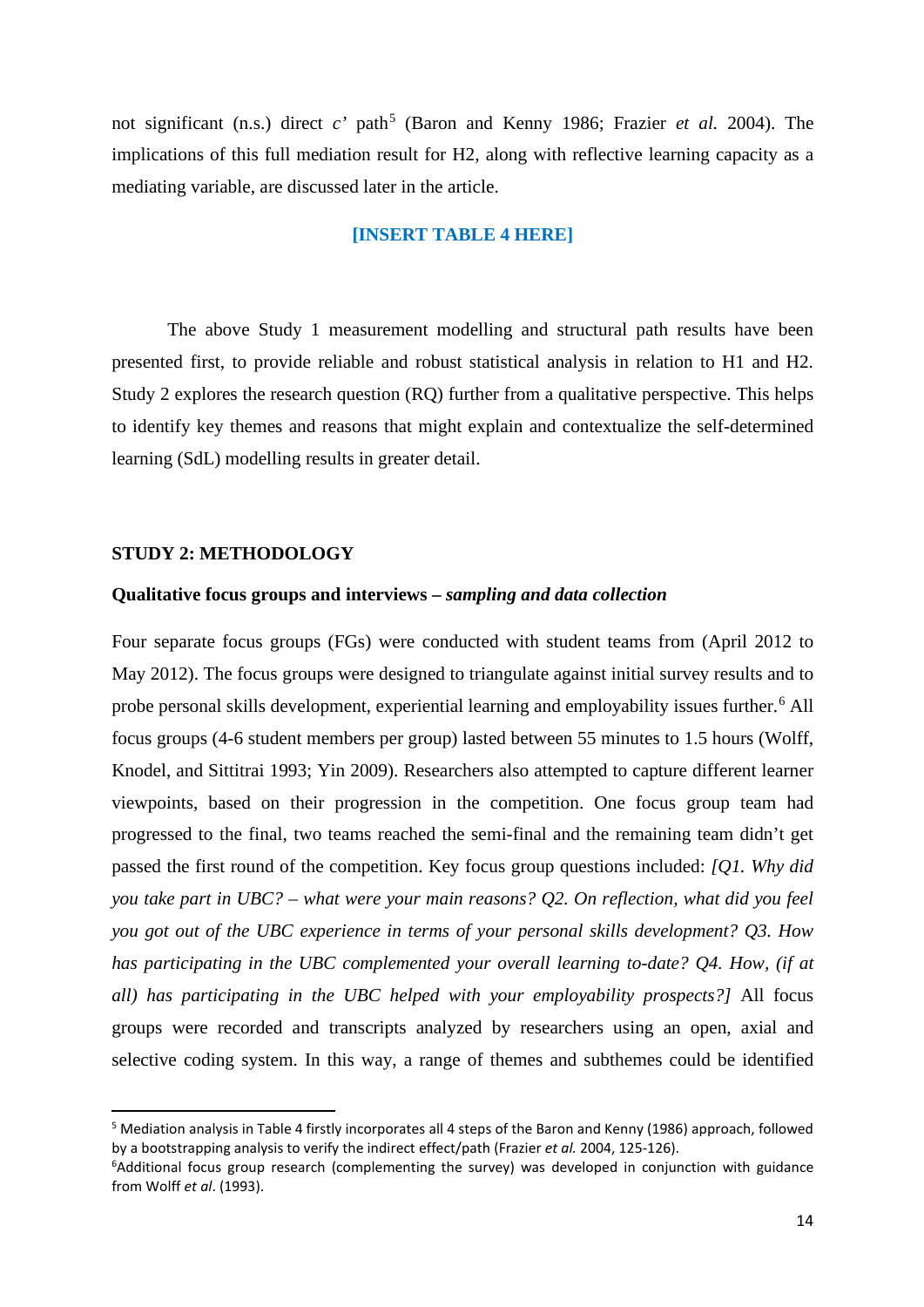not significant (n.s.) direct *c'* path[5] (Baron and Kenny 1986; Frazier *et al.* 2004). The implications of this full mediation result for H2, along with reflective learning capacity as a mediating variable, are discussed later in the article.

**[INSERT TABLE 4 HERE]**

The above Study 1 measurement modelling and structural path results have been presented first, to provide reliable and robust statistical analysis in relation to H1 and H2. Study 2 explores the research question (RQ) further from a qualitative perspective. This helps to identify key themes and reasons that might explain and contextualize the self-determined learning (SdL) modelling results in greater detail.

## STUDY 2: METHODOLOGY

### Qualitative focus groups and interviews – *sampling and data collection*

Four separate focus groups (FGs) were conducted with student teams from (April 2012 to May 2012). The focus groups were designed to triangulate against initial survey results and to probe personal skills development, experiential learning and employability issues further.[6] All focus groups (4-6 student members per group) lasted between 55 minutes to 1.5 hours (Wolff, Knodel, and Sittitrai 1993; Yin 2009). Researchers also attempted to capture different learner viewpoints, based on their progression in the competition. One focus group team had progressed to the final, two teams reached the semi-final and the remaining team didn't get passed the first round of the competition. Key focus group questions included: *[Q1. Why did you take part in UBC? – what were your main reasons? Q2. On reflection, what did you feel you got out of the UBC experience in terms of your personal skills development? Q3. How has participating in the UBC complemented your overall learning to-date? Q4. How, (if at all) has participating in the UBC helped with your employability prospects?]* All focus groups were recorded and transcripts analyzed by researchers using an open, axial and selective coding system. In this way, a range of themes and subthemes could be identified

---

[5] Mediation analysis in Table 4 firstly incorporates all 4 steps of the Baron and Kenny (1986) approach, followed by a bootstrapping analysis to verify the indirect effect/path (Frazier *et al.* 2004, 125-126).

[6] Additional focus group research (complementing the survey) was developed in conjunction with guidance from Wolff *et al*. (1993).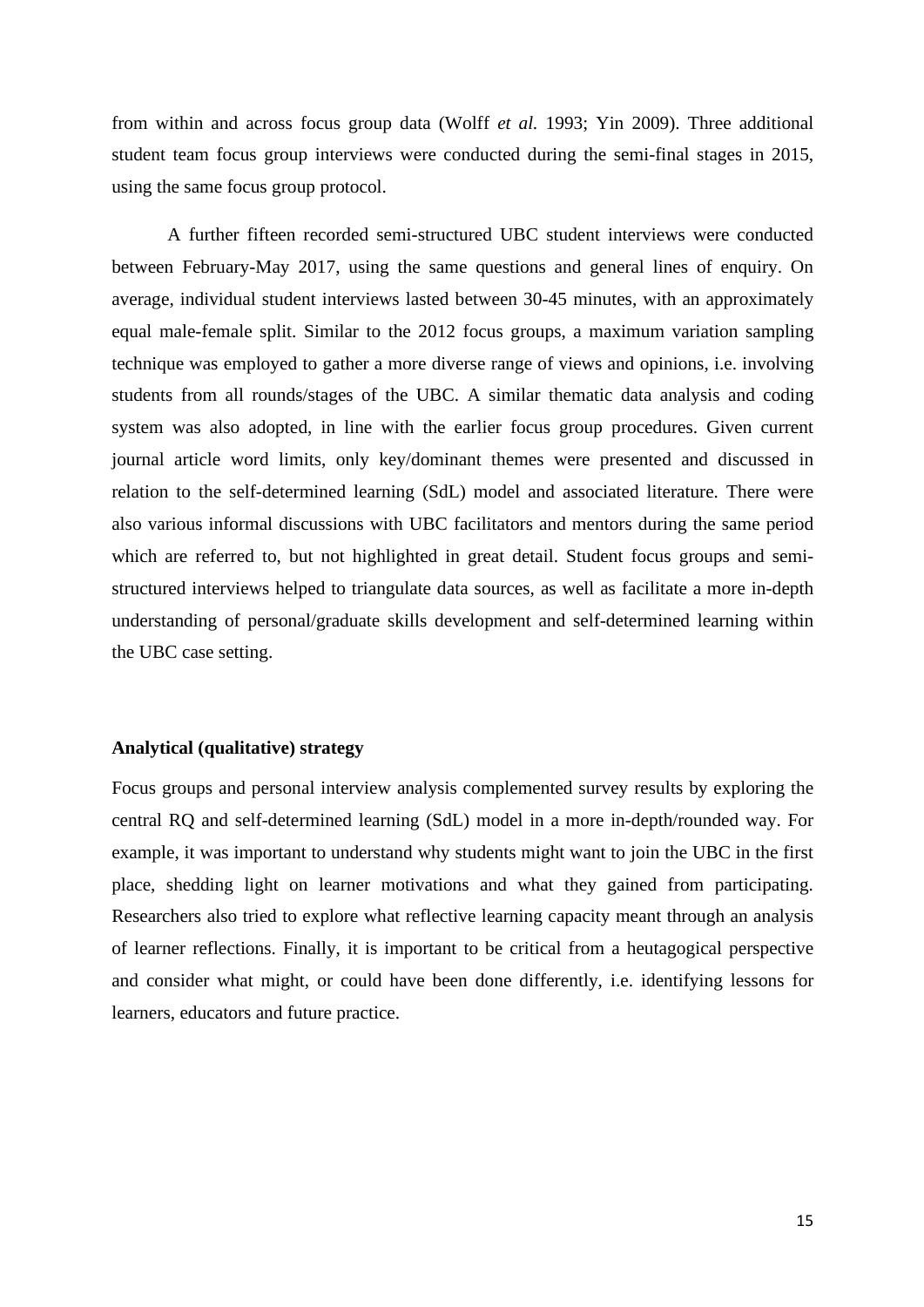from within and across focus group data (Wolff *et al.* 1993; Yin 2009). Three additional student team focus group interviews were conducted during the semi-final stages in 2015, using the same focus group protocol.

A further fifteen recorded semi-structured UBC student interviews were conducted between February-May 2017, using the same questions and general lines of enquiry. On average, individual student interviews lasted between 30-45 minutes, with an approximately equal male-female split. Similar to the 2012 focus groups, a maximum variation sampling technique was employed to gather a more diverse range of views and opinions, i.e. involving students from all rounds/stages of the UBC. A similar thematic data analysis and coding system was also adopted, in line with the earlier focus group procedures. Given current journal article word limits, only key/dominant themes were presented and discussed in relation to the self-determined learning (SdL) model and associated literature. There were also various informal discussions with UBC facilitators and mentors during the same period which are referred to, but not highlighted in great detail. Student focus groups and semi-structured interviews helped to triangulate data sources, as well as facilitate a more in-depth understanding of personal/graduate skills development and self-determined learning within the UBC case setting.

**Analytical (qualitative) strategy**

Focus groups and personal interview analysis complemented survey results by exploring the central RQ and self-determined learning (SdL) model in a more in-depth/rounded way. For example, it was important to understand why students might want to join the UBC in the first place, shedding light on learner motivations and what they gained from participating. Researchers also tried to explore what reflective learning capacity meant through an analysis of learner reflections. Finally, it is important to be critical from a heutagogical perspective and consider what might, or could have been done differently, i.e. identifying lessons for learners, educators and future practice.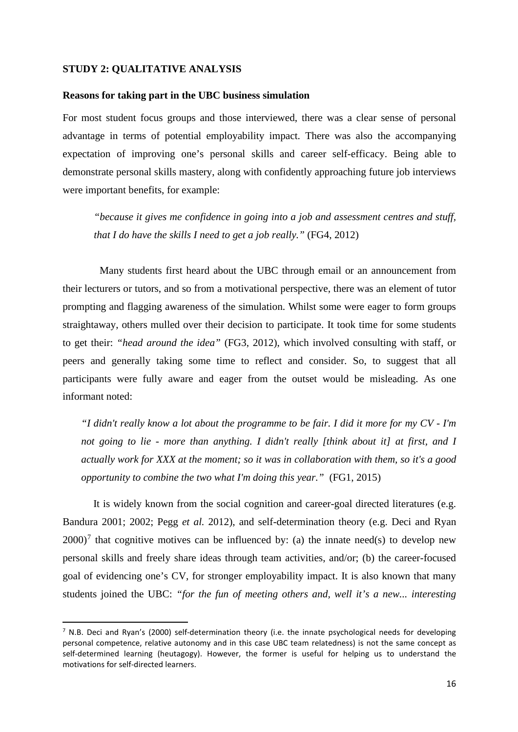**STUDY 2: QUALITATIVE ANALYSIS**

**Reasons for taking part in the UBC business simulation**

For most student focus groups and those interviewed, there was a clear sense of personal advantage in terms of potential employability impact. There was also the accompanying expectation of improving one's personal skills and career self-efficacy. Being able to demonstrate personal skills mastery, along with confidently approaching future job interviews were important benefits, for example:

> *"because it gives me confidence in going into a job and assessment centres and stuff, that I do have the skills I need to get a job really."* (FG4, 2012)

Many students first heard about the UBC through email or an announcement from their lecturers or tutors, and so from a motivational perspective, there was an element of tutor prompting and flagging awareness of the simulation. Whilst some were eager to form groups straightaway, others mulled over their decision to participate. It took time for some students to get their: *"head around the idea"* (FG3, 2012), which involved consulting with staff, or peers and generally taking some time to reflect and consider. So, to suggest that all participants were fully aware and eager from the outset would be misleading. As one informant noted:

> *"I didn't really know a lot about the programme to be fair. I did it more for my CV - I'm not going to lie - more than anything. I didn't really [think about it] at first, and I actually work for XXX at the moment; so it was in collaboration with them, so it's a good opportunity to combine the two what I'm doing this year."* (FG1, 2015)

It is widely known from the social cognition and career-goal directed literatures (e.g. Bandura 2001; 2002; Pegg *et al.* 2012), and self-determination theory (e.g. Deci and Ryan 2000)[7] that cognitive motives can be influenced by: (a) the innate need(s) to develop new personal skills and freely share ideas through team activities, and/or; (b) the career-focused goal of evidencing one's CV, for stronger employability impact. It is also known that many students joined the UBC: *"for the fun of meeting others and, well it's a new... interesting*

[7] N.B. Deci and Ryan's (2000) self-determination theory (i.e. the innate psychological needs for developing personal competence, relative autonomy and in this case UBC team relatedness) is not the same concept as self-determined learning (heutagogy). However, the former is useful for helping us to understand the motivations for self-directed learners.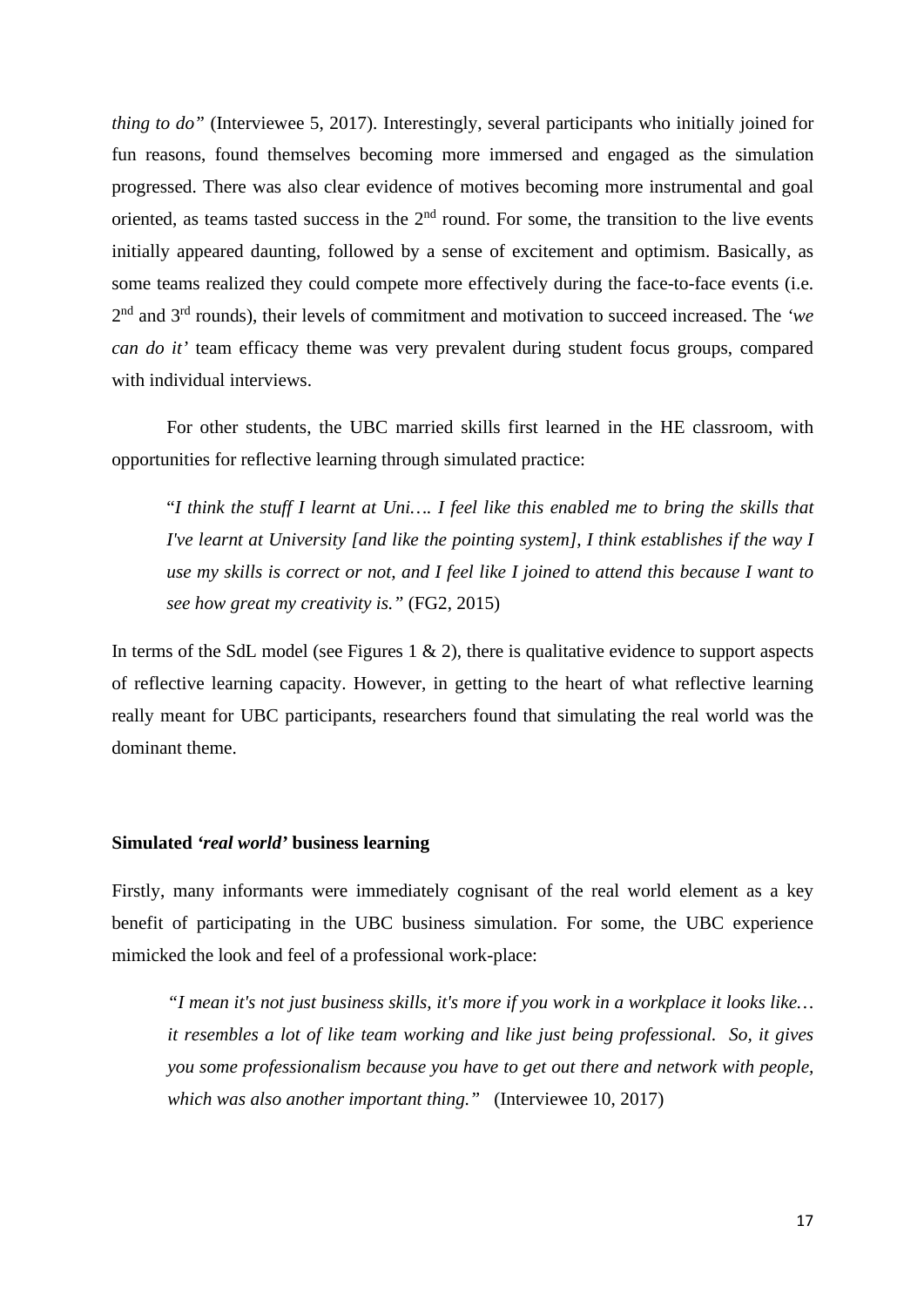*thing to do"* (Interviewee 5, 2017). Interestingly, several participants who initially joined for fun reasons, found themselves becoming more immersed and engaged as the simulation progressed. There was also clear evidence of motives becoming more instrumental and goal oriented, as teams tasted success in the 2nd round. For some, the transition to the live events initially appeared daunting, followed by a sense of excitement and optimism. Basically, as some teams realized they could compete more effectively during the face-to-face events (i.e. 2nd and 3rd rounds), their levels of commitment and motivation to succeed increased. The *'we can do it'* team efficacy theme was very prevalent during student focus groups, compared with individual interviews.

For other students, the UBC married skills first learned in the HE classroom, with opportunities for reflective learning through simulated practice:

> "*I think the stuff I learnt at Uni…. I feel like this enabled me to bring the skills that I've learnt at University [and like the pointing system], I think establishes if the way I use my skills is correct or not, and I feel like I joined to attend this because I want to see how great my creativity is."* (FG2, 2015)

In terms of the SdL model (see Figures 1 & 2), there is qualitative evidence to support aspects of reflective learning capacity. However, in getting to the heart of what reflective learning really meant for UBC participants, researchers found that simulating the real world was the dominant theme.

### Simulated *'real world'* business learning

Firstly, many informants were immediately cognisant of the real world element as a key benefit of participating in the UBC business simulation. For some, the UBC experience mimicked the look and feel of a professional work-place:

> *"I mean it's not just business skills, it's more if you work in a workplace it looks like… it resembles a lot of like team working and like just being professional. So, it gives you some professionalism because you have to get out there and network with people, which was also another important thing."* (Interviewee 10, 2017)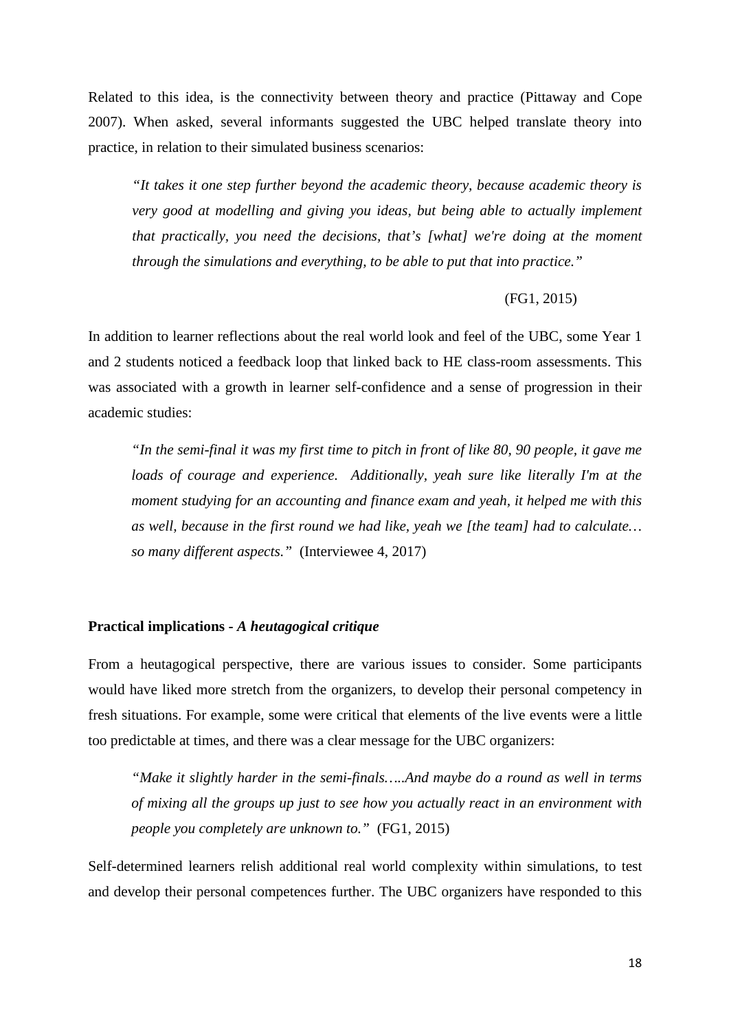Related to this idea, is the connectivity between theory and practice (Pittaway and Cope 2007). When asked, several informants suggested the UBC helped translate theory into practice, in relation to their simulated business scenarios:

> *"It takes it one step further beyond the academic theory, because academic theory is very good at modelling and giving you ideas, but being able to actually implement that practically, you need the decisions, that's [what] we're doing at the moment through the simulations and everything, to be able to put that into practice."*
>
> (FG1, 2015)

In addition to learner reflections about the real world look and feel of the UBC, some Year 1 and 2 students noticed a feedback loop that linked back to HE class-room assessments. This was associated with a growth in learner self-confidence and a sense of progression in their academic studies:

> *"In the semi-final it was my first time to pitch in front of like 80, 90 people, it gave me loads of courage and experience. Additionally, yeah sure like literally I'm at the moment studying for an accounting and finance exam and yeah, it helped me with this as well, because in the first round we had like, yeah we [the team] had to calculate… so many different aspects."* (Interviewee 4, 2017)

**Practical implications -** ***A heutagogical critique***

From a heutagogical perspective, there are various issues to consider. Some participants would have liked more stretch from the organizers, to develop their personal competency in fresh situations. For example, some were critical that elements of the live events were a little too predictable at times, and there was a clear message for the UBC organizers:

> *"Make it slightly harder in the semi-finals…..And maybe do a round as well in terms of mixing all the groups up just to see how you actually react in an environment with people you completely are unknown to."* (FG1, 2015)

Self-determined learners relish additional real world complexity within simulations, to test and develop their personal competences further. The UBC organizers have responded to this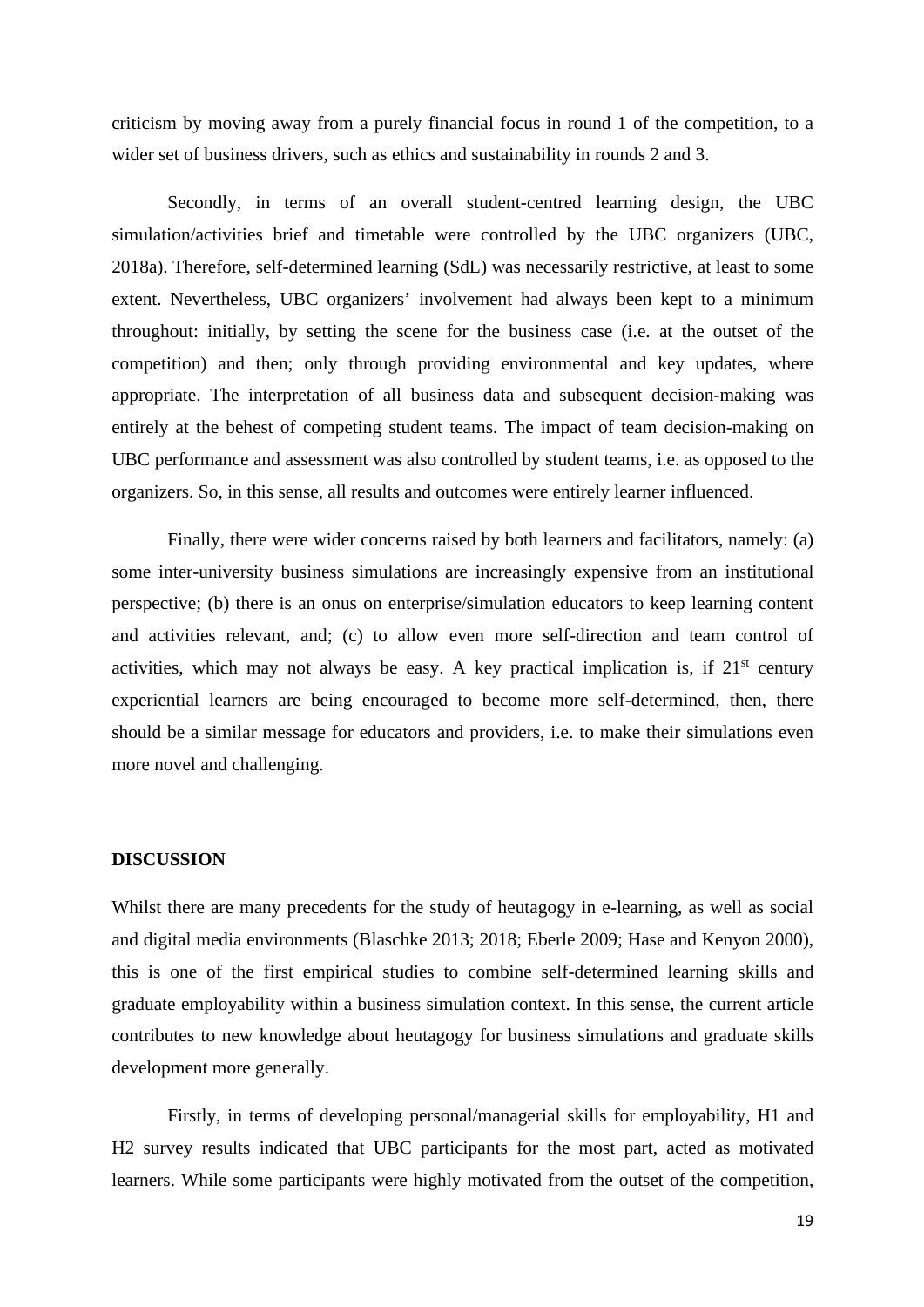criticism by moving away from a purely financial focus in round 1 of the competition, to a wider set of business drivers, such as ethics and sustainability in rounds 2 and 3.

Secondly, in terms of an overall student-centred learning design, the UBC simulation/activities brief and timetable were controlled by the UBC organizers (UBC, 2018a). Therefore, self-determined learning (SdL) was necessarily restrictive, at least to some extent. Nevertheless, UBC organizers' involvement had always been kept to a minimum throughout: initially, by setting the scene for the business case (i.e. at the outset of the competition) and then; only through providing environmental and key updates, where appropriate. The interpretation of all business data and subsequent decision-making was entirely at the behest of competing student teams. The impact of team decision-making on UBC performance and assessment was also controlled by student teams, i.e. as opposed to the organizers. So, in this sense, all results and outcomes were entirely learner influenced.

Finally, there were wider concerns raised by both learners and facilitators, namely: (a) some inter-university business simulations are increasingly expensive from an institutional perspective; (b) there is an onus on enterprise/simulation educators to keep learning content and activities relevant, and; (c) to allow even more self-direction and team control of activities, which may not always be easy. A key practical implication is, if 21st century experiential learners are being encouraged to become more self-determined, then, there should be a similar message for educators and providers, i.e. to make their simulations even more novel and challenging.

## DISCUSSION

Whilst there are many precedents for the study of heutagogy in e-learning, as well as social and digital media environments (Blaschke 2013; 2018; Eberle 2009; Hase and Kenyon 2000), this is one of the first empirical studies to combine self-determined learning skills and graduate employability within a business simulation context. In this sense, the current article contributes to new knowledge about heutagogy for business simulations and graduate skills development more generally.

Firstly, in terms of developing personal/managerial skills for employability, H1 and H2 survey results indicated that UBC participants for the most part, acted as motivated learners. While some participants were highly motivated from the outset of the competition,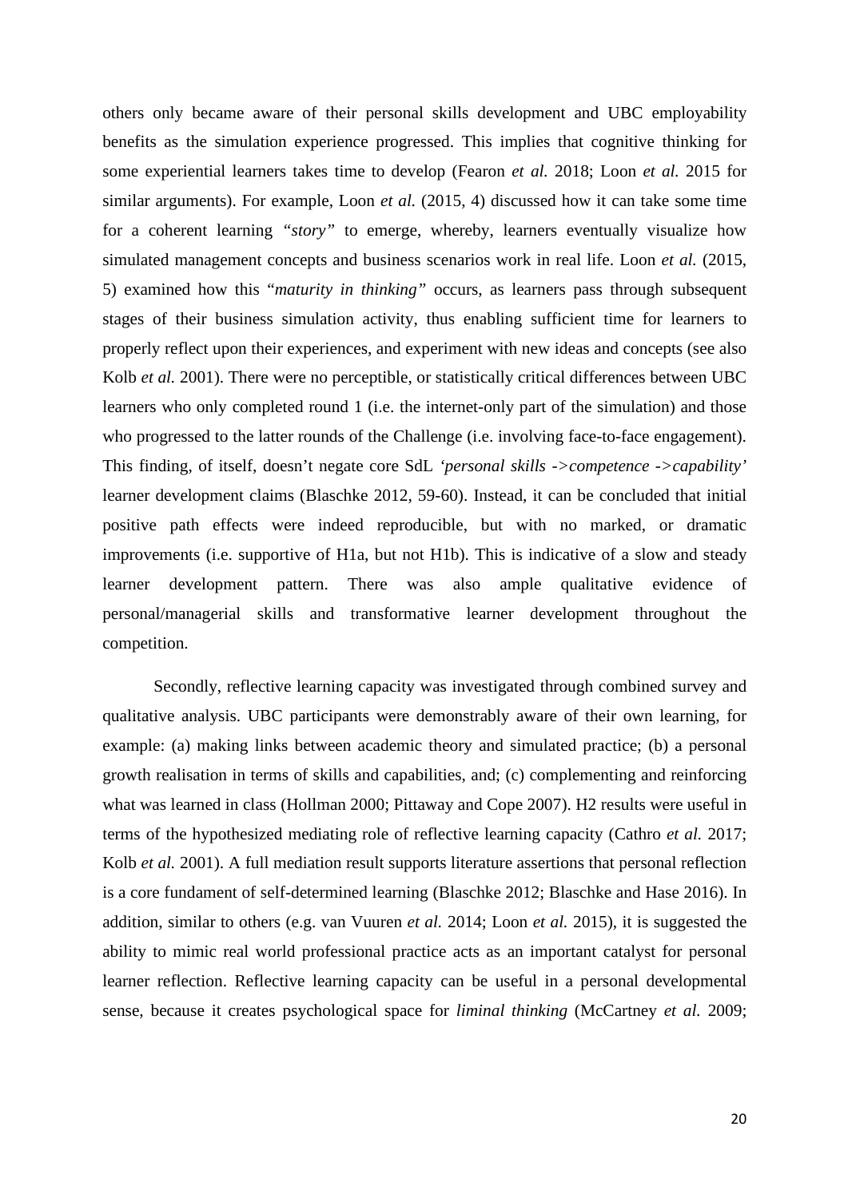others only became aware of their personal skills development and UBC employability benefits as the simulation experience progressed. This implies that cognitive thinking for some experiential learners takes time to develop (Fearon *et al.* 2018; Loon *et al.* 2015 for similar arguments). For example, Loon *et al.* (2015, 4) discussed how it can take some time for a coherent learning *"story"* to emerge, whereby, learners eventually visualize how simulated management concepts and business scenarios work in real life. Loon *et al.* (2015, 5) examined how this "*maturity in thinking"* occurs, as learners pass through subsequent stages of their business simulation activity, thus enabling sufficient time for learners to properly reflect upon their experiences, and experiment with new ideas and concepts (see also Kolb *et al.* 2001). There were no perceptible, or statistically critical differences between UBC learners who only completed round 1 (i.e. the internet-only part of the simulation) and those who progressed to the latter rounds of the Challenge (i.e. involving face-to-face engagement). This finding, of itself, doesn't negate core SdL *'personal skills ->competence ->capability'* learner development claims (Blaschke 2012, 59-60). Instead, it can be concluded that initial positive path effects were indeed reproducible, but with no marked, or dramatic improvements (i.e. supportive of H1a, but not H1b). This is indicative of a slow and steady learner development pattern. There was also ample qualitative evidence of personal/managerial skills and transformative learner development throughout the competition.

Secondly, reflective learning capacity was investigated through combined survey and qualitative analysis. UBC participants were demonstrably aware of their own learning, for example: (a) making links between academic theory and simulated practice; (b) a personal growth realisation in terms of skills and capabilities, and; (c) complementing and reinforcing what was learned in class (Hollman 2000; Pittaway and Cope 2007). H2 results were useful in terms of the hypothesized mediating role of reflective learning capacity (Cathro *et al.* 2017; Kolb *et al.* 2001). A full mediation result supports literature assertions that personal reflection is a core fundament of self-determined learning (Blaschke 2012; Blaschke and Hase 2016). In addition, similar to others (e.g. van Vuuren *et al.* 2014; Loon *et al.* 2015), it is suggested the ability to mimic real world professional practice acts as an important catalyst for personal learner reflection. Reflective learning capacity can be useful in a personal developmental sense, because it creates psychological space for *liminal thinking* (McCartney *et al.* 2009;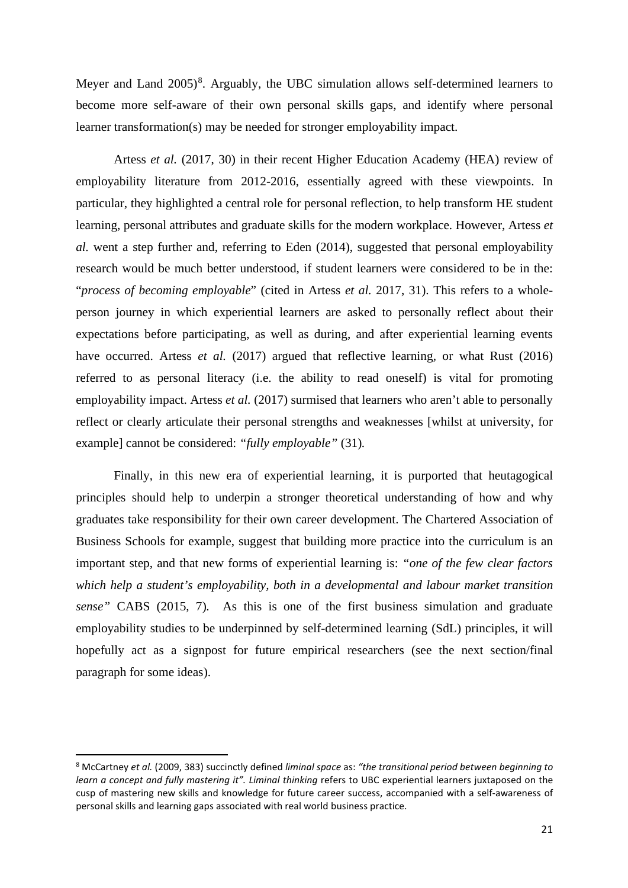Meyer and Land 2005)[8]. Arguably, the UBC simulation allows self-determined learners to become more self-aware of their own personal skills gaps, and identify where personal learner transformation(s) may be needed for stronger employability impact.

Artess *et al.* (2017, 30) in their recent Higher Education Academy (HEA) review of employability literature from 2012-2016, essentially agreed with these viewpoints. In particular, they highlighted a central role for personal reflection, to help transform HE student learning, personal attributes and graduate skills for the modern workplace. However, Artess *et al.* went a step further and, referring to Eden (2014), suggested that personal employability research would be much better understood, if student learners were considered to be in the: "*process of becoming employable*" (cited in Artess *et al.* 2017, 31). This refers to a whole-person journey in which experiential learners are asked to personally reflect about their expectations before participating, as well as during, and after experiential learning events have occurred. Artess *et al.* (2017) argued that reflective learning, or what Rust (2016) referred to as personal literacy (i.e. the ability to read oneself) is vital for promoting employability impact. Artess *et al.* (2017) surmised that learners who aren't able to personally reflect or clearly articulate their personal strengths and weaknesses [whilst at university, for example] cannot be considered: *"fully employable"* (31).

Finally, in this new era of experiential learning, it is purported that heutagogical principles should help to underpin a stronger theoretical understanding of how and why graduates take responsibility for their own career development. The Chartered Association of Business Schools for example, suggest that building more practice into the curriculum is an important step, and that new forms of experiential learning is: *"one of the few clear factors which help a student's employability, both in a developmental and labour market transition sense"* CABS (2015, 7). As this is one of the first business simulation and graduate employability studies to be underpinned by self-determined learning (SdL) principles, it will hopefully act as a signpost for future empirical researchers (see the next section/final paragraph for some ideas).

---

[8] McCartney *et al.* (2009, 383) succinctly defined *liminal space* as: *"the transitional period between beginning to learn a concept and fully mastering it". Liminal thinking* refers to UBC experiential learners juxtaposed on the cusp of mastering new skills and knowledge for future career success, accompanied with a self-awareness of personal skills and learning gaps associated with real world business practice.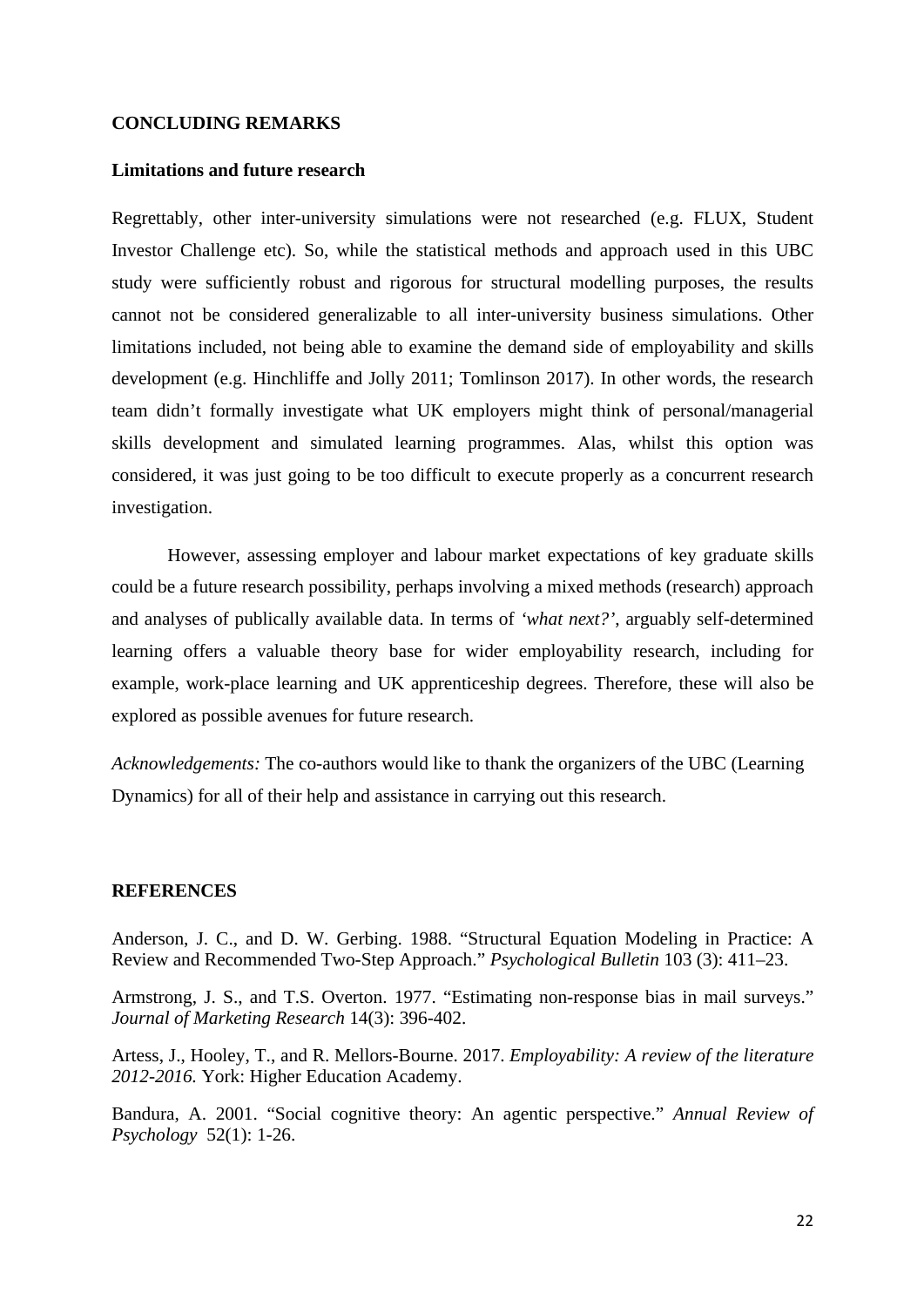## CONCLUDING REMARKS

### Limitations and future research

Regrettably, other inter-university simulations were not researched (e.g. FLUX, Student Investor Challenge etc). So, while the statistical methods and approach used in this UBC study were sufficiently robust and rigorous for structural modelling purposes, the results cannot not be considered generalizable to all inter-university business simulations. Other limitations included, not being able to examine the demand side of employability and skills development (e.g. Hinchliffe and Jolly 2011; Tomlinson 2017). In other words, the research team didn't formally investigate what UK employers might think of personal/managerial skills development and simulated learning programmes. Alas, whilst this option was considered, it was just going to be too difficult to execute properly as a concurrent research investigation.

However, assessing employer and labour market expectations of key graduate skills could be a future research possibility, perhaps involving a mixed methods (research) approach and analyses of publically available data. In terms of *'what next?'*, arguably self-determined learning offers a valuable theory base for wider employability research, including for example, work-place learning and UK apprenticeship degrees. Therefore, these will also be explored as possible avenues for future research.

*Acknowledgements:* The co-authors would like to thank the organizers of the UBC (Learning Dynamics) for all of their help and assistance in carrying out this research.

## REFERENCES

Anderson, J. C., and D. W. Gerbing. 1988. "Structural Equation Modeling in Practice: A Review and Recommended Two-Step Approach." *Psychological Bulletin* 103 (3): 411–23.

Armstrong, J. S., and T.S. Overton. 1977. "Estimating non-response bias in mail surveys." *Journal of Marketing Research* 14(3): 396-402.

Artess, J., Hooley, T., and R. Mellors-Bourne. 2017. *Employability: A review of the literature 2012-2016.* York: Higher Education Academy.

Bandura, A. 2001. "Social cognitive theory: An agentic perspective." *Annual Review of Psychology* 52(1): 1-26.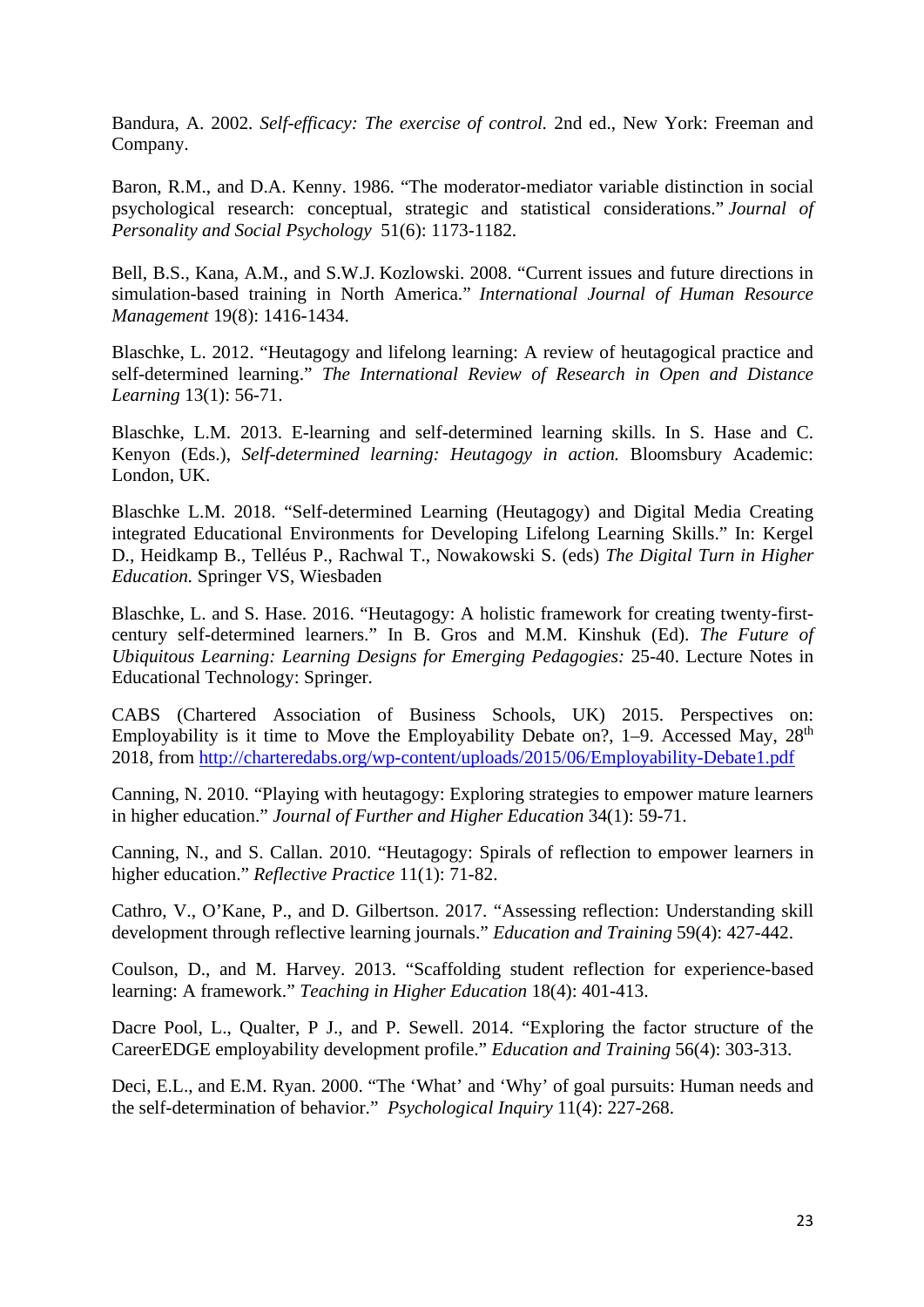Bandura, A. 2002. *Self-efficacy: The exercise of control.* 2nd ed., New York: Freeman and Company.

Baron, R.M., and D.A. Kenny. 1986. "The moderator-mediator variable distinction in social psychological research: conceptual, strategic and statistical considerations." *Journal of Personality and Social Psychology* 51(6): 1173-1182.

Bell, B.S., Kana, A.M., and S.W.J. Kozlowski. 2008. "Current issues and future directions in simulation-based training in North America." *International Journal of Human Resource Management* 19(8): 1416-1434.

Blaschke, L. 2012. "Heutagogy and lifelong learning: A review of heutagogical practice and self-determined learning." *The International Review of Research in Open and Distance Learning* 13(1): 56-71.

Blaschke, L.M. 2013. E-learning and self-determined learning skills. In S. Hase and C. Kenyon (Eds.), *Self-determined learning: Heutagogy in action.* Bloomsbury Academic: London, UK.

Blaschke L.M. 2018. "Self-determined Learning (Heutagogy) and Digital Media Creating integrated Educational Environments for Developing Lifelong Learning Skills." In: Kergel D., Heidkamp B., Telléus P., Rachwal T., Nowakowski S. (eds) *The Digital Turn in Higher Education.* Springer VS, Wiesbaden

Blaschke, L. and S. Hase. 2016. "Heutagogy: A holistic framework for creating twenty-first-century self-determined learners." In B. Gros and M.M. Kinshuk (Ed). *The Future of Ubiquitous Learning: Learning Designs for Emerging Pedagogies:* 25-40. Lecture Notes in Educational Technology: Springer.

CABS (Chartered Association of Business Schools, UK) 2015. Perspectives on: Employability is it time to Move the Employability Debate on?, 1–9. Accessed May, 28th 2018, from http://charteredabs.org/wp-content/uploads/2015/06/Employability-Debate1.pdf

Canning, N. 2010. "Playing with heutagogy: Exploring strategies to empower mature learners in higher education." *Journal of Further and Higher Education* 34(1): 59-71.

Canning, N., and S. Callan. 2010. "Heutagogy: Spirals of reflection to empower learners in higher education." *Reflective Practice* 11(1): 71-82.

Cathro, V., O'Kane, P., and D. Gilbertson. 2017. "Assessing reflection: Understanding skill development through reflective learning journals." *Education and Training* 59(4): 427-442.

Coulson, D., and M. Harvey. 2013. "Scaffolding student reflection for experience-based learning: A framework." *Teaching in Higher Education* 18(4): 401-413.

Dacre Pool, L., Qualter, P J., and P. Sewell. 2014. "Exploring the factor structure of the CareerEDGE employability development profile." *Education and Training* 56(4): 303-313.

Deci, E.L., and E.M. Ryan. 2000. "The 'What' and 'Why' of goal pursuits: Human needs and the self-determination of behavior." *Psychological Inquiry* 11(4): 227-268.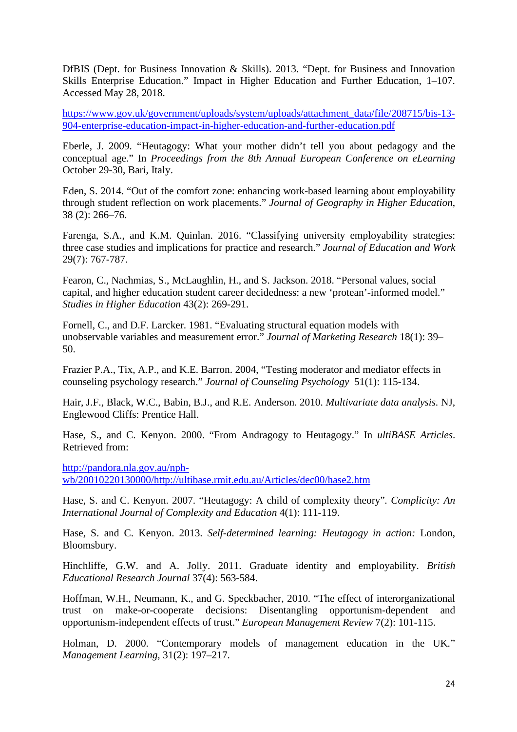DfBIS (Dept. for Business Innovation & Skills). 2013. "Dept. for Business and Innovation Skills Enterprise Education." Impact in Higher Education and Further Education, 1–107. Accessed May 28, 2018.

https://www.gov.uk/government/uploads/system/uploads/attachment_data/file/208715/bis-13-904-enterprise-education-impact-in-higher-education-and-further-education.pdf

Eberle, J. 2009. "Heutagogy: What your mother didn't tell you about pedagogy and the conceptual age." In *Proceedings from the 8th Annual European Conference on eLearning* October 29-30, Bari, Italy.

Eden, S. 2014. "Out of the comfort zone: enhancing work-based learning about employability through student reflection on work placements." *Journal of Geography in Higher Education*, 38 (2): 266–76.

Farenga, S.A., and K.M. Quinlan. 2016. "Classifying university employability strategies: three case studies and implications for practice and research." *Journal of Education and Work* 29(7): 767-787.

Fearon, C., Nachmias, S., McLaughlin, H., and S. Jackson. 2018. "Personal values, social capital, and higher education student career decidedness: a new 'protean'-informed model." *Studies in Higher Education* 43(2): 269-291.

Fornell, C., and D.F. Larcker. 1981. "Evaluating structural equation models with unobservable variables and measurement error." *Journal of Marketing Research* 18(1): 39–50.

Frazier P.A., Tix, A.P., and K.E. Barron. 2004, "Testing moderator and mediator effects in counseling psychology research." *Journal of Counseling Psychology* 51(1): 115-134.

Hair, J.F., Black, W.C., Babin, B.J., and R.E. Anderson. 2010. *Multivariate data analysis*. NJ, Englewood Cliffs: Prentice Hall.

Hase, S., and C. Kenyon. 2000. "From Andragogy to Heutagogy." In *ultiBASE Articles*. Retrieved from:

http://pandora.nla.gov.au/nph-wb/20010220130000/http://ultibase.rmit.edu.au/Articles/dec00/hase2.htm

Hase, S. and C. Kenyon. 2007. "Heutagogy: A child of complexity theory". *Complicity: An International Journal of Complexity and Education* 4(1): 111-119.

Hase, S. and C. Kenyon. 2013. *Self-determined learning: Heutagogy in action:* London, Bloomsbury.

Hinchliffe, G.W. and A. Jolly. 2011. Graduate identity and employability. *British Educational Research Journal* 37(4): 563-584.

Hoffman, W.H., Neumann, K., and G. Speckbacher, 2010. "The effect of interorganizational trust on make-or-cooperate decisions: Disentangling opportunism-dependent and opportunism-independent effects of trust." *European Management Review* 7(2): 101-115.

Holman, D. 2000. "Contemporary models of management education in the UK." *Management Learning*, 31(2): 197–217.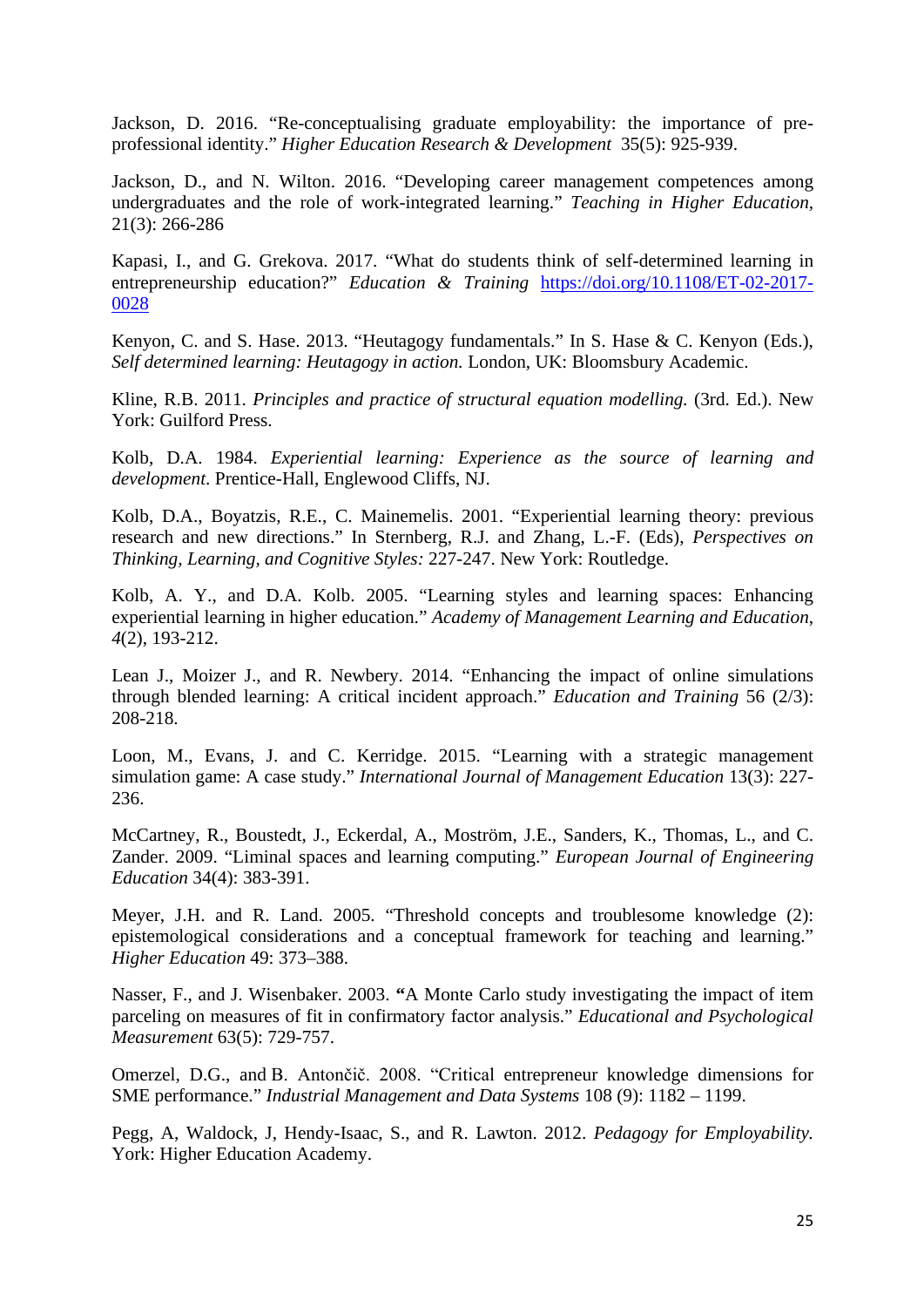Jackson, D. 2016. “Re-conceptualising graduate employability: the importance of pre-professional identity.” *Higher Education Research & Development* 35(5): 925-939.

Jackson, D., and N. Wilton. 2016. “Developing career management competences among undergraduates and the role of work-integrated learning.” *Teaching in Higher Education*, 21(3): 266-286

Kapasi, I., and G. Grekova. 2017. “What do students think of self-determined learning in entrepreneurship education?” *Education & Training* https://doi.org/10.1108/ET-02-2017-0028

Kenyon, C. and S. Hase. 2013. “Heutagogy fundamentals.” In S. Hase & C. Kenyon (Eds.), *Self determined learning: Heutagogy in action.* London, UK: Bloomsbury Academic.

Kline, R.B. 2011. *Principles and practice of structural equation modelling.* (3rd. Ed.). New York: Guilford Press.

Kolb, D.A. 1984. *Experiential learning: Experience as the source of learning and development.* Prentice-Hall, Englewood Cliffs, NJ.

Kolb, D.A., Boyatzis, R.E., C. Mainemelis. 2001. “Experiential learning theory: previous research and new directions.” In Sternberg, R.J. and Zhang, L.-F. (Eds), *Perspectives on Thinking, Learning, and Cognitive Styles:* 227-247. New York: Routledge.

Kolb, A. Y., and D.A. Kolb. 2005. “Learning styles and learning spaces: Enhancing experiential learning in higher education.” *Academy of Management Learning and Education*, *4*(2), 193-212.

Lean J., Moizer J., and R. Newbery. 2014. “Enhancing the impact of online simulations through blended learning: A critical incident approach.” *Education and Training* 56 (2/3): 208-218.

Loon, M., Evans, J. and C. Kerridge. 2015. “Learning with a strategic management simulation game: A case study.” *International Journal of Management Education* 13(3): 227-236.

McCartney, R., Boustedt, J., Eckerdal, A., Moström, J.E., Sanders, K., Thomas, L., and C. Zander. 2009. “Liminal spaces and learning computing.” *European Journal of Engineering Education* 34(4): 383-391.

Meyer, J.H. and R. Land. 2005. “Threshold concepts and troublesome knowledge (2): epistemological considerations and a conceptual framework for teaching and learning.” *Higher Education* 49: 373–388.

Nasser, F., and J. Wisenbaker. 2003. **“**A Monte Carlo study investigating the impact of item parceling on measures of fit in confirmatory factor analysis.” *Educational and Psychological Measurement* 63(5): 729-757.

Omerzel, D.G., and B. Antončič. 2008. “Critical entrepreneur knowledge dimensions for SME performance.” *Industrial Management and Data Systems* 108 (9): 1182 – 1199.

Pegg, A, Waldock, J, Hendy-Isaac, S., and R. Lawton. 2012. *Pedagogy for Employability.* York: Higher Education Academy.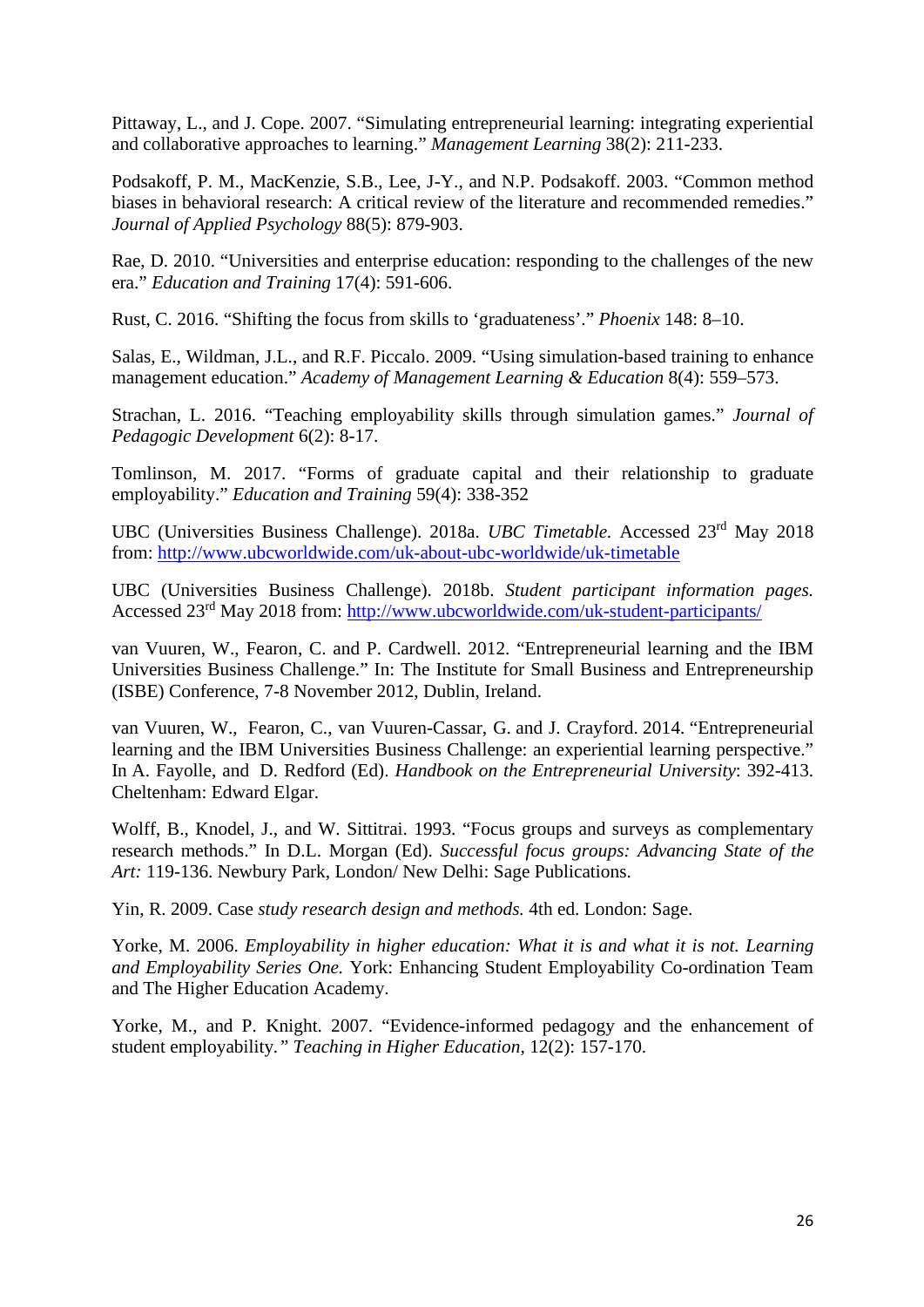Pittaway, L., and J. Cope. 2007. “Simulating entrepreneurial learning: integrating experiential and collaborative approaches to learning.” *Management Learning* 38(2): 211-233.

Podsakoff, P. M., MacKenzie, S.B., Lee, J-Y., and N.P. Podsakoff. 2003. “Common method biases in behavioral research: A critical review of the literature and recommended remedies.” *Journal of Applied Psychology* 88(5): 879-903.

Rae, D. 2010. “Universities and enterprise education: responding to the challenges of the new era.” *Education and Training* 17(4): 591-606.

Rust, C. 2016. “Shifting the focus from skills to ‘graduateness’.” *Phoenix* 148: 8–10.

Salas, E., Wildman, J.L., and R.F. Piccalo. 2009. “Using simulation-based training to enhance management education.” *Academy of Management Learning & Education* 8(4): 559–573.

Strachan, L. 2016. “Teaching employability skills through simulation games.” *Journal of Pedagogic Development* 6(2): 8-17.

Tomlinson, M. 2017. “Forms of graduate capital and their relationship to graduate employability.” *Education and Training* 59(4): 338-352

UBC (Universities Business Challenge). 2018a. *UBC Timetable.* Accessed 23rd May 2018 from: http://www.ubcworldwide.com/uk-about-ubc-worldwide/uk-timetable

UBC (Universities Business Challenge). 2018b. *Student participant information pages.* Accessed 23rd May 2018 from: http://www.ubcworldwide.com/uk-student-participants/

van Vuuren, W., Fearon, C. and P. Cardwell. 2012. “Entrepreneurial learning and the IBM Universities Business Challenge.” In: The Institute for Small Business and Entrepreneurship (ISBE) Conference, 7-8 November 2012, Dublin, Ireland.

van Vuuren, W., Fearon, C., van Vuuren-Cassar, G. and J. Crayford. 2014. “Entrepreneurial learning and the IBM Universities Business Challenge: an experiential learning perspective.” In A. Fayolle, and D. Redford (Ed). *Handbook on the Entrepreneurial University*: 392-413. Cheltenham: Edward Elgar.

Wolff, B., Knodel, J., and W. Sittitrai. 1993. “Focus groups and surveys as complementary research methods.” In D.L. Morgan (Ed). *Successful focus groups: Advancing State of the Art:* 119-136. Newbury Park, London/ New Delhi: Sage Publications.

Yin, R. 2009. Case *study research design and methods.* 4th ed. London: Sage.

Yorke, M. 2006. *Employability in higher education: What it is and what it is not. Learning and Employability Series One.* York: Enhancing Student Employability Co-ordination Team and The Higher Education Academy.

Yorke, M., and P. Knight. 2007. “Evidence-informed pedagogy and the enhancement of student employability.” *Teaching in Higher Education*, 12(2): 157-170.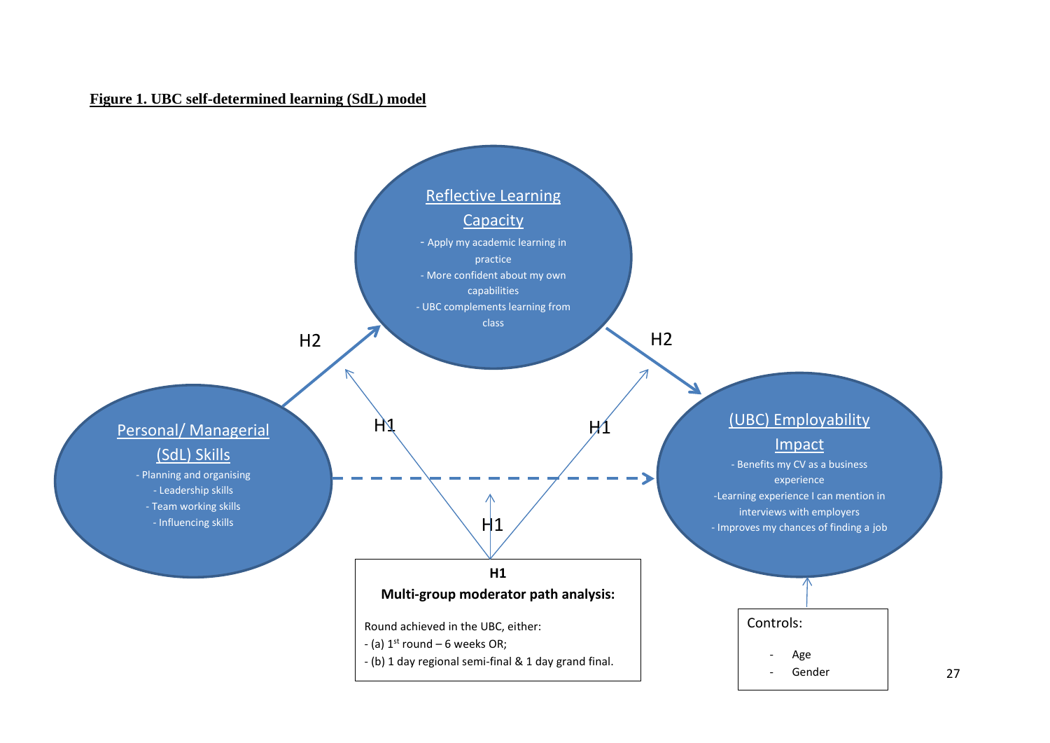**Figure 1. UBC self-determined learning (SdL) model**

Reflective Learning Capacity
- Apply my academic learning in practice
- More confident about my own capabilities
- UBC complements learning from class

Personal/ Managerial (SdL) Skills
- Planning and organising
- Leadership skills
- Team working skills
- Influencing skills

(UBC) Employability Impact
- Benefits my CV as a business experience
- Learning experience I can mention in interviews with employers
- Improves my chances of finding a job

H2

H2

H1

H1

H1

**H1**

**Multi-group moderator path analysis:**

Round achieved in the UBC, either:
- (a) 1st round – 6 weeks OR;
- (b) 1 day regional semi-final & 1 day grand final.

Controls:
- Age
- Gender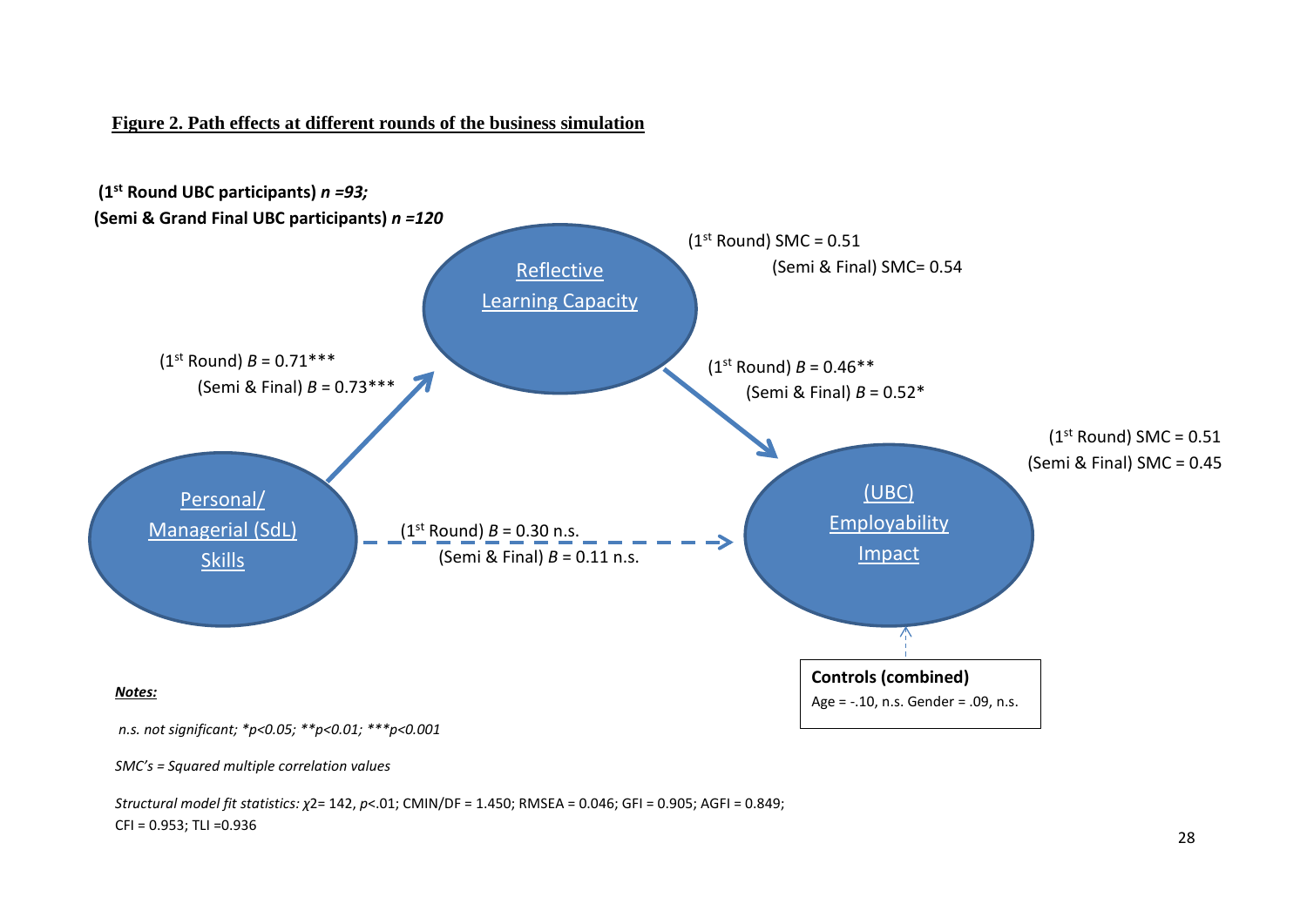**Figure 2. Path effects at different rounds of the business simulation**

**(1st Round UBC participants)** ***n =93;***

**(Semi & Grand Final UBC participants)** ***n =120***

Reflective Learning Capacity

(1st Round) SMC = 0.51

(Semi & Final) SMC= 0.54

(1st Round) $B$ = 0.71***

(Semi & Final) $B$ = 0.73***

(1st Round) $B$ = 0.46**

(Semi & Final) $B$ = 0.52*

(1st Round) SMC = 0.51

(Semi & Final) SMC = 0.45

Personal/ Managerial (SdL) Skills

(1st Round) $B$ = 0.30 n.s.

(Semi & Final) $B$ = 0.11 n.s.

(UBC) Employability Impact

**Controls (combined)**

Age = -.10, n.s. Gender = .09, n.s.

***Notes:***

*n.s. not significant; \*p<0.05; \*\*p<0.01; \*\*\*p<0.001*

*SMC's = Squared multiple correlation values*

*Structural model fit statistics:* $\chi^2$= 142, $p$<.01; CMIN/DF = 1.450; RMSEA = 0.046; GFI = 0.905; AGFI = 0.849; CFI = 0.953; TLI =0.936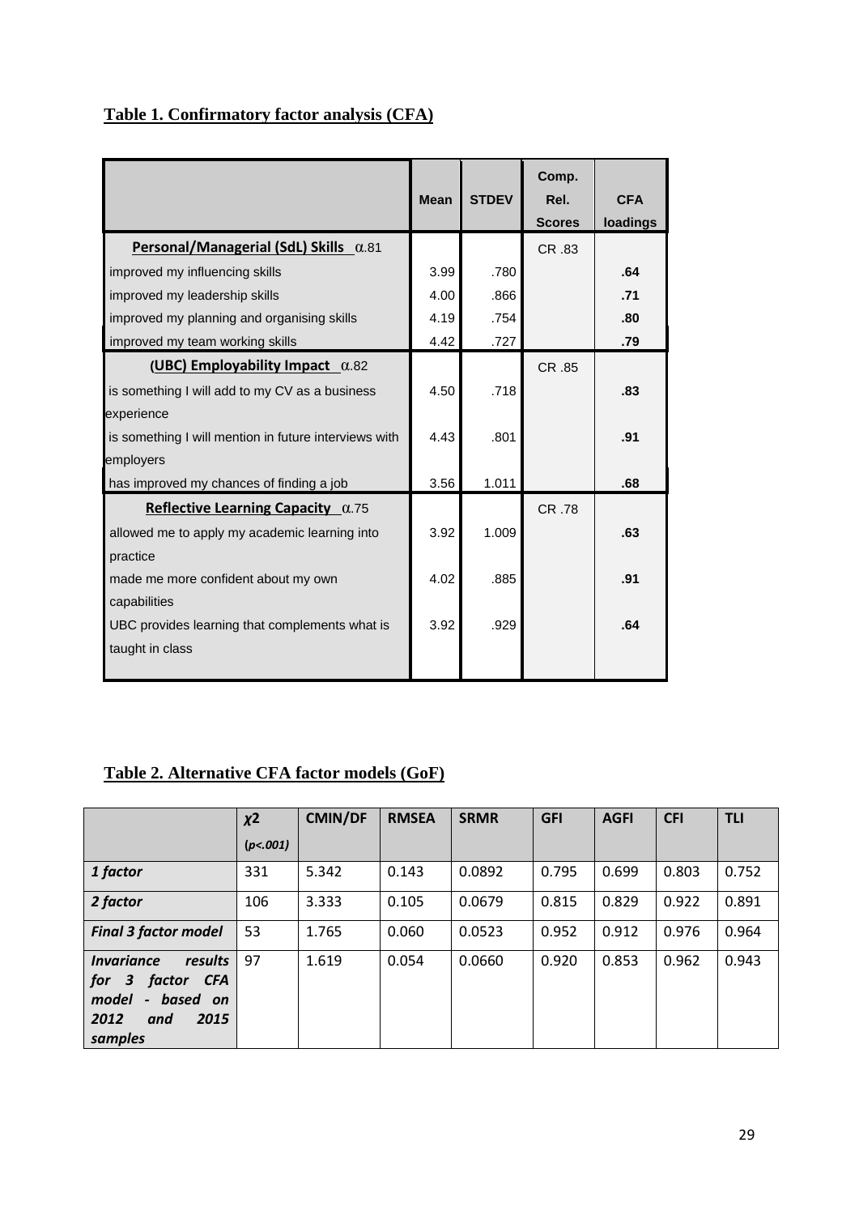**Table 1. Confirmatory factor analysis (CFA)**

| | Mean | STDEV | Comp. Rel. Scores | CFA loadings |
|---|---|---|---|---|
| **Personal/Managerial (SdL) Skills** α.81 | | | CR .83 | |
| improved my influencing skills | 3.99 | .780 | | **.64** |
| improved my leadership skills | 4.00 | .866 | | **.71** |
| improved my planning and organising skills | 4.19 | .754 | | **.80** |
| improved my team working skills | 4.42 | .727 | | **.79** |
| **(UBC) Employability Impact** α.82 | | | CR .85 | |
| is something I will add to my CV as a business experience | 4.50 | .718 | | **.83** |
| is something I will mention in future interviews with employers | 4.43 | .801 | | **.91** |
| has improved my chances of finding a job | 3.56 | 1.011 | | **.68** |
| **Reflective Learning Capacity** α.75 | | | CR .78 | |
| allowed me to apply my academic learning into practice | 3.92 | 1.009 | | **.63** |
| made me more confident about my own capabilities | 4.02 | .885 | | **.91** |
| UBC provides learning that complements what is taught in class | 3.92 | .929 | | **.64** |

**Table 2. Alternative CFA factor models (GoF)**

| | $\chi 2$ (*p<.001*) | CMIN/DF | RMSEA | SRMR | GFI | AGFI | CFI | TLI |
|---|---|---|---|---|---|---|---|---|
| *1 factor* | 331 | 5.342 | 0.143 | 0.0892 | 0.795 | 0.699 | 0.803 | 0.752 |
| *2 factor* | 106 | 3.333 | 0.105 | 0.0679 | 0.815 | 0.829 | 0.922 | 0.891 |
| *Final 3 factor model* | 53 | 1.765 | 0.060 | 0.0523 | 0.952 | 0.912 | 0.976 | 0.964 |
| *Invariance results for 3 factor CFA model - based on 2012 and 2015 samples* | 97 | 1.619 | 0.054 | 0.0660 | 0.920 | 0.853 | 0.962 | 0.943 |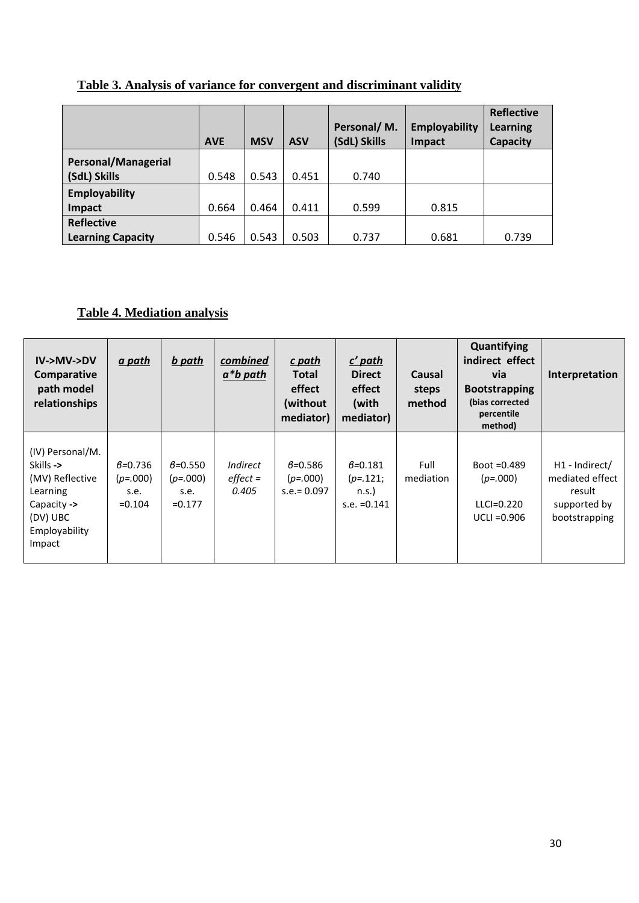**Table 3. Analysis of variance for convergent and discriminant validity**

| | AVE | MSV | ASV | Personal/ M. (SdL) Skills | Employability Impact | Reflective Learning Capacity |
|---|---|---|---|---|---|---|
| **Personal/Managerial (SdL) Skills** | 0.548 | 0.543 | 0.451 | 0.740 | | |
| **Employability Impact** | 0.664 | 0.464 | 0.411 | 0.599 | 0.815 | |
| **Reflective Learning Capacity** | 0.546 | 0.543 | 0.503 | 0.737 | 0.681 | 0.739 |

**Table 4. Mediation analysis**

| IV->MV->DV Comparative path model relationships | *a path* | *b path* | *combined a*b path* | *c path* Total effect (without mediator) | *c' path* Direct effect (with mediator) | Causal steps method | Quantifying indirect effect via Bootstrapping (bias corrected percentile method) | Interpretation |
|---|---|---|---|---|---|---|---|---|
| (IV) Personal/M. Skills **->** (MV) Reflective Learning Capacity **->** (DV) UBC Employability Impact | $\beta$=0.736 (*p*=.000) s.e. =0.104 | $\beta$=0.550 (*p*=.000) s.e. =0.177 | *Indirect effect = 0.405* | $\beta$=0.586 (*p*=.000) s.e.= 0.097 | $\beta$=0.181 (*p*=.121; n.s.) s.e. =0.141 | Full mediation | Boot =0.489 (*p*=.000) LLCI=0.220 UCLI =0.906 | H1 - Indirect/ mediated effect result supported by bootstrapping |